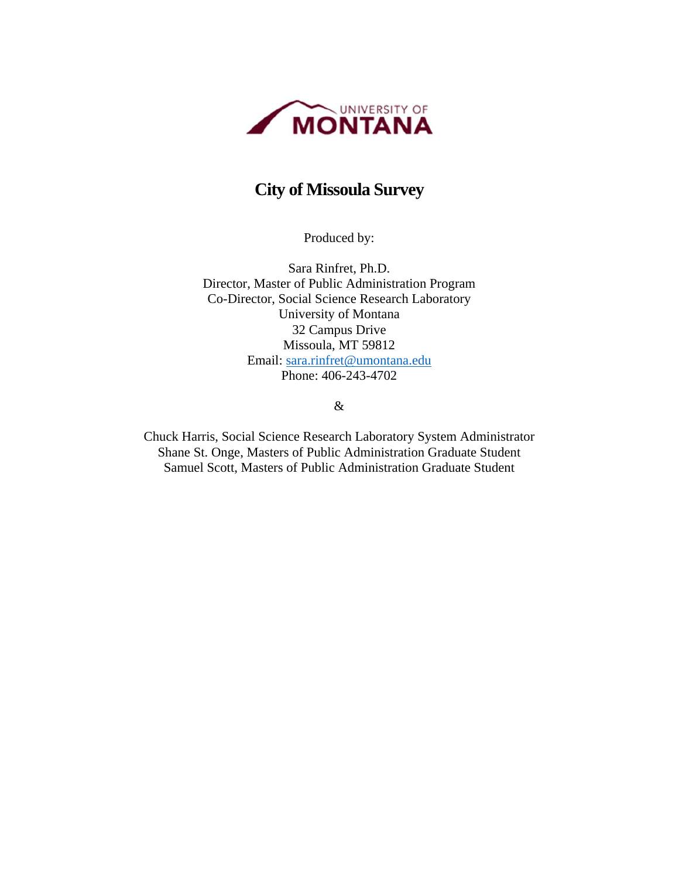UNIVERSITY OF MONTANA

# City of Missoula Survey

Produced by:

Sara Rinfret, Ph.D.
Director, Master of Public Administration Program
Co-Director, Social Science Research Laboratory
University of Montana
32 Campus Drive
Missoula, MT 59812
Email: sara.rinfret@umontana.edu
Phone: 406-243-4702

&

Chuck Harris, Social Science Research Laboratory System Administrator
Shane St. Onge, Masters of Public Administration Graduate Student
Samuel Scott, Masters of Public Administration Graduate Student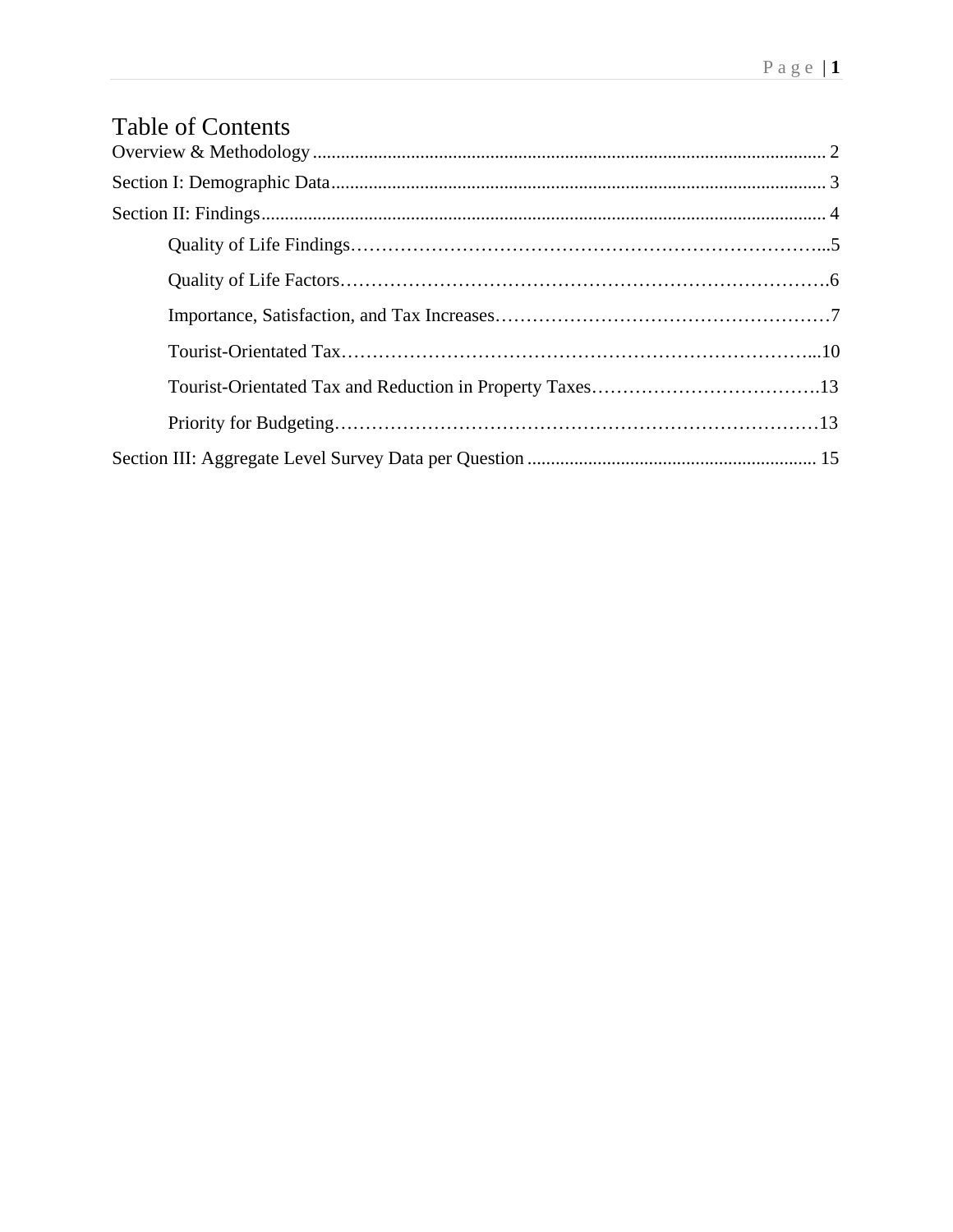# Table of Contents

Overview & Methodology ........................................................................................................ 2

Section I: Demographic Data ................................................................................................... 3

Section II: Findings ................................................................................................................. 4

- Quality of Life Findings……………………………………………………………………...5
- Quality of Life Factors……………………………………………………………………….6
- Importance, Satisfaction, and Tax Increases………………………………………………7
- Tourist-Orientated Tax……………………………………………………………………...10
- Tourist-Orientated Tax and Reduction in Property Taxes……………………………….13
- Priority for Budgeting………………………………………………………………………13

Section III: Aggregate Level Survey Data per Question ........................................................ 15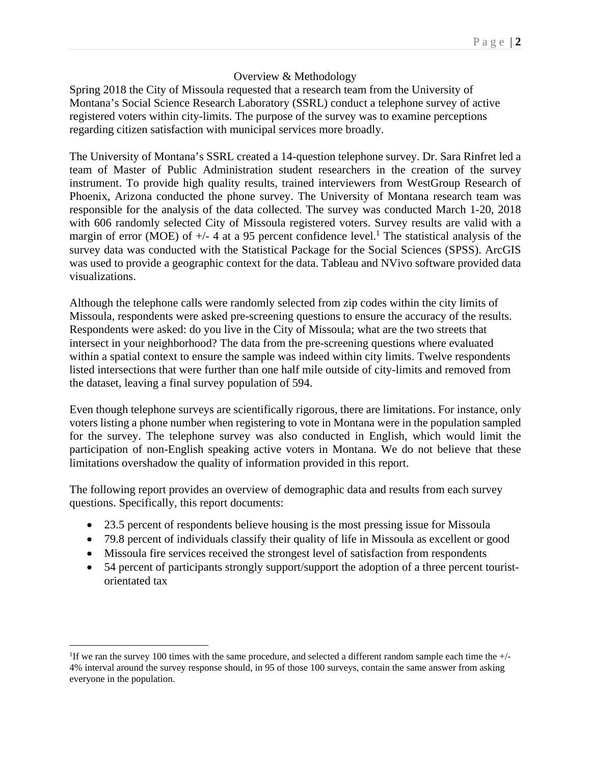## Overview & Methodology

Spring 2018 the City of Missoula requested that a research team from the University of Montana's Social Science Research Laboratory (SSRL) conduct a telephone survey of active registered voters within city-limits. The purpose of the survey was to examine perceptions regarding citizen satisfaction with municipal services more broadly.

The University of Montana's SSRL created a 14-question telephone survey. Dr. Sara Rinfret led a team of Master of Public Administration student researchers in the creation of the survey instrument. To provide high quality results, trained interviewers from WestGroup Research of Phoenix, Arizona conducted the phone survey. The University of Montana research team was responsible for the analysis of the data collected. The survey was conducted March 1-20, 2018 with 606 randomly selected City of Missoula registered voters. Survey results are valid with a margin of error (MOE) of +/- 4 at a 95 percent confidence level.[1] The statistical analysis of the survey data was conducted with the Statistical Package for the Social Sciences (SPSS). ArcGIS was used to provide a geographic context for the data. Tableau and NVivo software provided data visualizations.

Although the telephone calls were randomly selected from zip codes within the city limits of Missoula, respondents were asked pre-screening questions to ensure the accuracy of the results. Respondents were asked: do you live in the City of Missoula; what are the two streets that intersect in your neighborhood? The data from the pre-screening questions where evaluated within a spatial context to ensure the sample was indeed within city limits. Twelve respondents listed intersections that were further than one half mile outside of city-limits and removed from the dataset, leaving a final survey population of 594.

Even though telephone surveys are scientifically rigorous, there are limitations. For instance, only voters listing a phone number when registering to vote in Montana were in the population sampled for the survey. The telephone survey was also conducted in English, which would limit the participation of non-English speaking active voters in Montana. We do not believe that these limitations overshadow the quality of information provided in this report.

The following report provides an overview of demographic data and results from each survey questions. Specifically, this report documents:

- 23.5 percent of respondents believe housing is the most pressing issue for Missoula
- 79.8 percent of individuals classify their quality of life in Missoula as excellent or good
- Missoula fire services received the strongest level of satisfaction from respondents
- 54 percent of participants strongly support/support the adoption of a three percent tourist-orientated tax

---

[1] If we ran the survey 100 times with the same procedure, and selected a different random sample each time the +/- 4% interval around the survey response should, in 95 of those 100 surveys, contain the same answer from asking everyone in the population.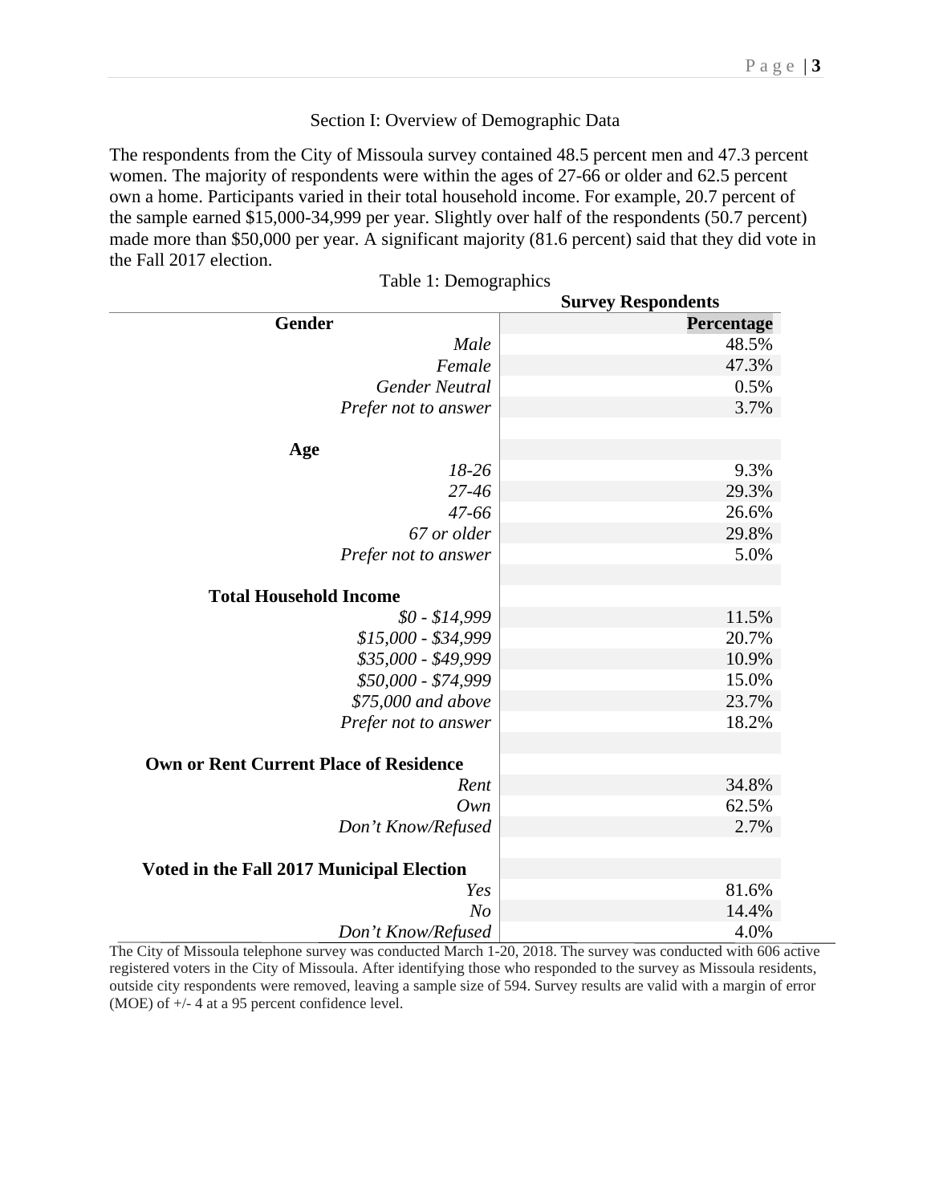## Section I: Overview of Demographic Data

The respondents from the City of Missoula survey contained 48.5 percent men and 47.3 percent women. The majority of respondents were within the ages of 27-66 or older and 62.5 percent own a home. Participants varied in their total household income. For example, 20.7 percent of the sample earned $15,000-34,999 per year. Slightly over half of the respondents (50.7 percent) made more than $50,000 per year. A significant majority (81.6 percent) said that they did vote in the Fall 2017 election.

Table 1: Demographics

| | Survey Respondents |
|---|---|
| **Gender** | **Percentage** |
| *Male* | 48.5% |
| *Female* | 47.3% |
| *Gender Neutral* | 0.5% |
| *Prefer not to answer* | 3.7% |
| | |
| **Age** | |
| *18-26* | 9.3% |
| *27-46* | 29.3% |
| *47-66* | 26.6% |
| *67 or older* | 29.8% |
| *Prefer not to answer* | 5.0% |
| | |
| **Total Household Income** | |
| *$0 - $14,999* | 11.5% |
| *$15,000 - $34,999* | 20.7% |
| *$35,000 - $49,999* | 10.9% |
| *$50,000 - $74,999* | 15.0% |
| *$75,000 and above* | 23.7% |
| *Prefer not to answer* | 18.2% |
| | |
| **Own or Rent Current Place of Residence** | |
| *Rent* | 34.8% |
| *Own* | 62.5% |
| *Don't Know/Refused* | 2.7% |
| | |
| **Voted in the Fall 2017 Municipal Election** | |
| *Yes* | 81.6% |
| *No* | 14.4% |
| *Don't Know/Refused* | 4.0% |

The City of Missoula telephone survey was conducted March 1-20, 2018. The survey was conducted with 606 active registered voters in the City of Missoula. After identifying those who responded to the survey as Missoula residents, outside city respondents were removed, leaving a sample size of 594. Survey results are valid with a margin of error (MOE) of +/- 4 at a 95 percent confidence level.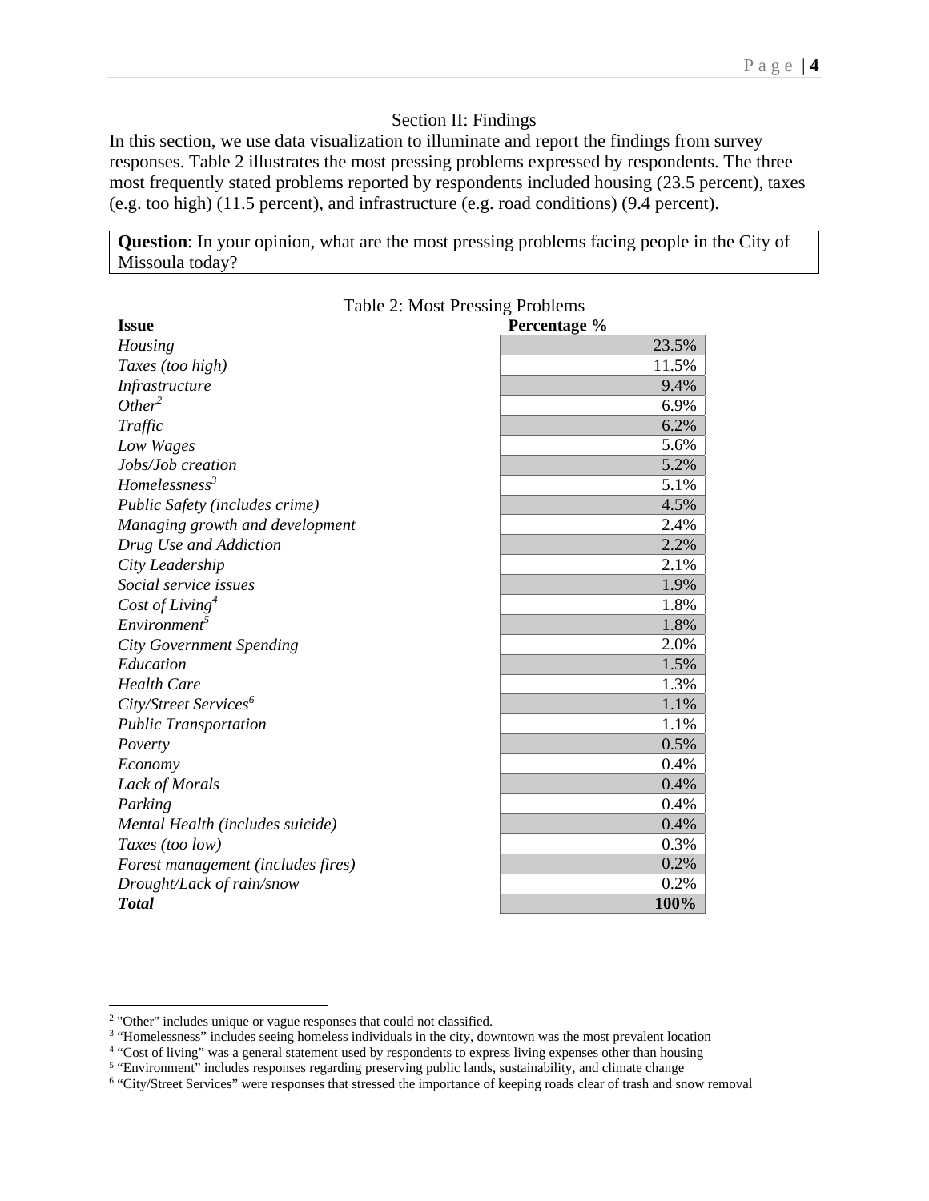## Section II: Findings

In this section, we use data visualization to illuminate and report the findings from survey responses. Table 2 illustrates the most pressing problems expressed by respondents. The three most frequently stated problems reported by respondents included housing (23.5 percent), taxes (e.g. too high) (11.5 percent), and infrastructure (e.g. road conditions) (9.4 percent).

**Question**: In your opinion, what are the most pressing problems facing people in the City of Missoula today?

Table 2: Most Pressing Problems

| **Issue** | **Percentage %** |
|---|---|
| *Housing* | 23.5% |
| *Taxes (too high)* | 11.5% |
| *Infrastructure* | 9.4% |
| *Other*[2] | 6.9% |
| *Traffic* | 6.2% |
| *Low Wages* | 5.6% |
| *Jobs/Job creation* | 5.2% |
| *Homelessness*[3] | 5.1% |
| *Public Safety (includes crime)* | 4.5% |
| *Managing growth and development* | 2.4% |
| *Drug Use and Addiction* | 2.2% |
| *City Leadership* | 2.1% |
| *Social service issues* | 1.9% |
| *Cost of Living*[4] | 1.8% |
| *Environment*[5] | 1.8% |
| *City Government Spending* | 2.0% |
| *Education* | 1.5% |
| *Health Care* | 1.3% |
| *City/Street Services*[6] | 1.1% |
| *Public Transportation* | 1.1% |
| *Poverty* | 0.5% |
| *Economy* | 0.4% |
| *Lack of Morals* | 0.4% |
| *Parking* | 0.4% |
| *Mental Health (includes suicide)* | 0.4% |
| *Taxes (too low)* | 0.3% |
| *Forest management (includes fires)* | 0.2% |
| *Drought/Lack of rain/snow* | 0.2% |
| ***Total*** | **100%** |

---

[2] "Other" includes unique or vague responses that could not classified.

[3] "Homelessness" includes seeing homeless individuals in the city, downtown was the most prevalent location

[4] "Cost of living" was a general statement used by respondents to express living expenses other than housing

[5] "Environment" includes responses regarding preserving public lands, sustainability, and climate change

[6] "City/Street Services" were responses that stressed the importance of keeping roads clear of trash and snow removal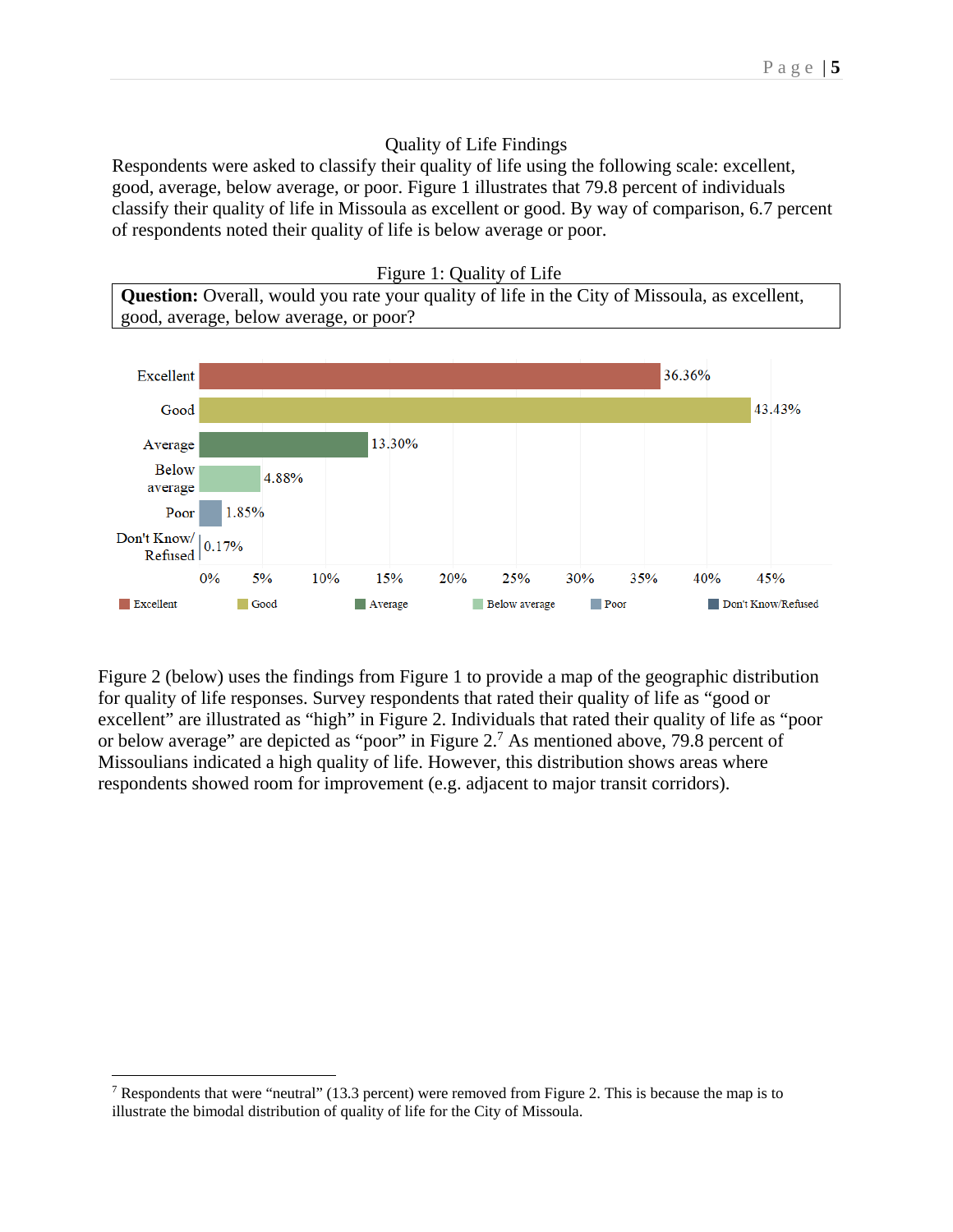## Quality of Life Findings

Respondents were asked to classify their quality of life using the following scale: excellent, good, average, below average, or poor. Figure 1 illustrates that 79.8 percent of individuals classify their quality of life in Missoula as excellent or good. By way of comparison, 6.7 percent of respondents noted their quality of life is below average or poor.

Figure 1: Quality of Life

**Question:** Overall, would you rate your quality of life in the City of Missoula, as excellent, good, average, below average, or poor?

| Response | Percent |
|---|---|
| Excellent | 36.36% |
| Good | 43.43% |
| Average | 13.30% |
| Below average | 4.88% |
| Poor | 1.85% |
| Don't Know/ Refused | 0.17% |

Figure 2 (below) uses the findings from Figure 1 to provide a map of the geographic distribution for quality of life responses. Survey respondents that rated their quality of life as "good or excellent" are illustrated as "high" in Figure 2. Individuals that rated their quality of life as "poor or below average" are depicted as "poor" in Figure 2.[7] As mentioned above, 79.8 percent of Missoulians indicated a high quality of life. However, this distribution shows areas where respondents showed room for improvement (e.g. adjacent to major transit corridors).

[7] Respondents that were "neutral" (13.3 percent) were removed from Figure 2. This is because the map is to illustrate the bimodal distribution of quality of life for the City of Missoula.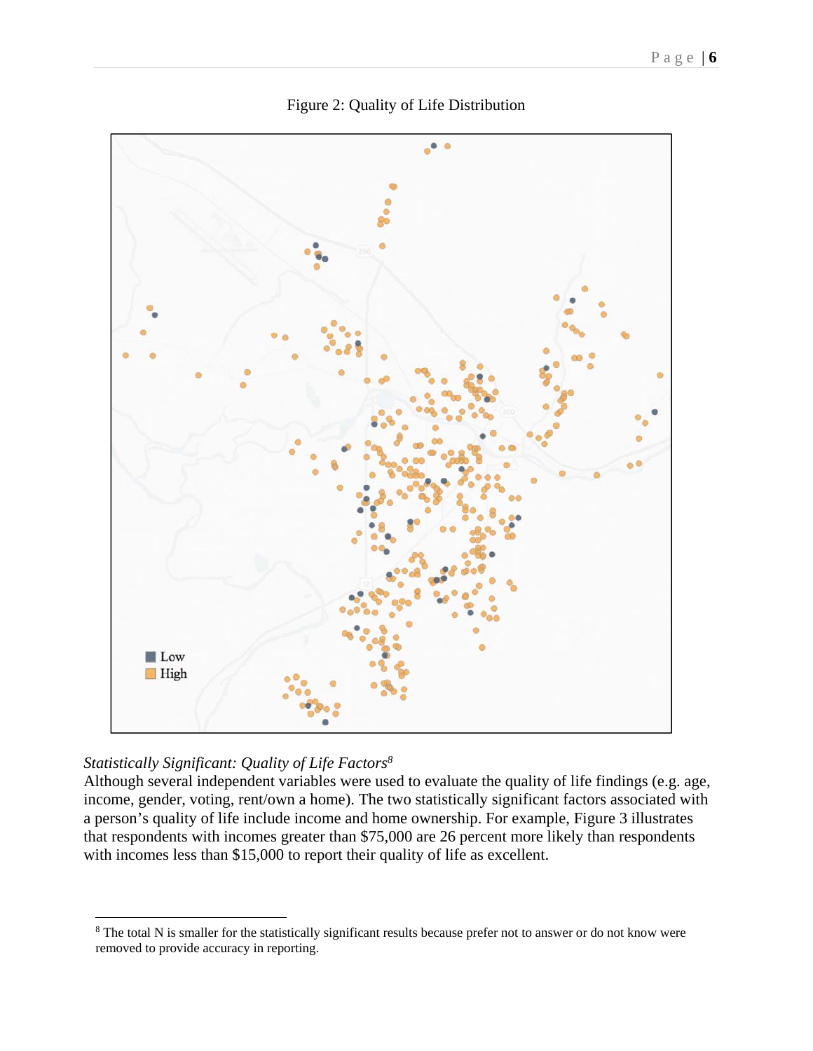Figure 2: Quality of Life Distribution

*Statistically Significant: Quality of Life Factors*[8]

Although several independent variables were used to evaluate the quality of life findings (e.g. age, income, gender, voting, rent/own a home). The two statistically significant factors associated with a person's quality of life include income and home ownership. For example, Figure 3 illustrates that respondents with incomes greater than $75,000 are 26 percent more likely than respondents with incomes less than $15,000 to report their quality of life as excellent.

[8] The total N is smaller for the statistically significant results because prefer not to answer or do not know were removed to provide accuracy in reporting.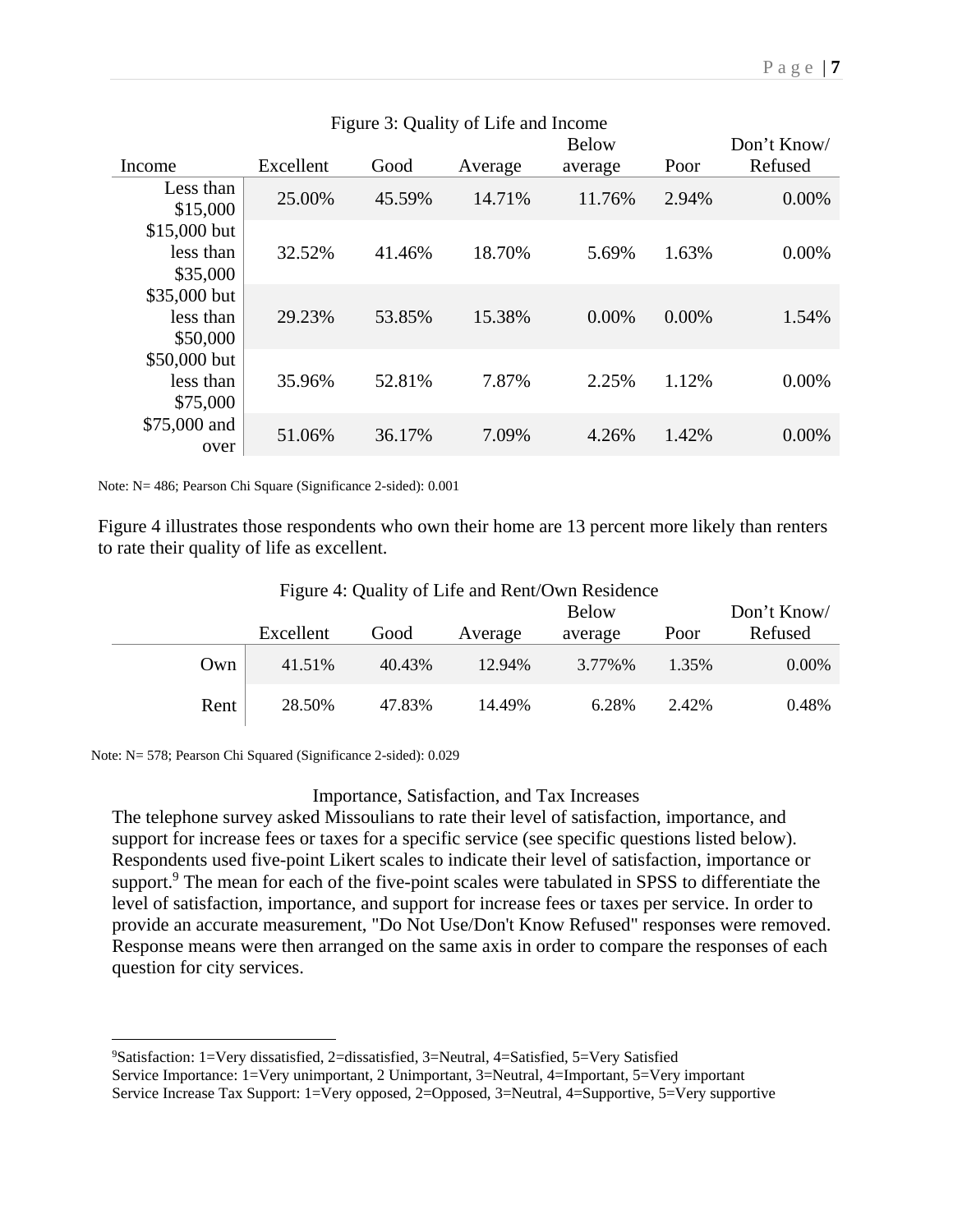Figure 3: Quality of Life and Income

| Income | Excellent | Good | Average | Below average | Poor | Don't Know/ Refused |
|---|---|---|---|---|---|---|
| Less than $15,000 | 25.00% | 45.59% | 14.71% | 11.76% | 2.94% | 0.00% |
| $15,000 but less than $35,000 | 32.52% | 41.46% | 18.70% | 5.69% | 1.63% | 0.00% |
| $35,000 but less than $50,000 | 29.23% | 53.85% | 15.38% | 0.00% | 0.00% | 1.54% |
| $50,000 but less than $75,000 | 35.96% | 52.81% | 7.87% | 2.25% | 1.12% | 0.00% |
| $75,000 and over | 51.06% | 36.17% | 7.09% | 4.26% | 1.42% | 0.00% |

Note: N= 486; Pearson Chi Square (Significance 2-sided): 0.001

Figure 4 illustrates those respondents who own their home are 13 percent more likely than renters to rate their quality of life as excellent.

Figure 4: Quality of Life and Rent/Own Residence

| | Excellent | Good | Average | Below average | Poor | Don't Know/ Refused |
|---|---|---|---|---|---|---|
| Own | 41.51% | 40.43% | 12.94% | 3.77%% | 1.35% | 0.00% |
| Rent | 28.50% | 47.83% | 14.49% | 6.28% | 2.42% | 0.48% |

Note: N= 578; Pearson Chi Squared (Significance 2-sided): 0.029

## Importance, Satisfaction, and Tax Increases

The telephone survey asked Missoulians to rate their level of satisfaction, importance, and support for increase fees or taxes for a specific service (see specific questions listed below). Respondents used five-point Likert scales to indicate their level of satisfaction, importance or support.[9] The mean for each of the five-point scales were tabulated in SPSS to differentiate the level of satisfaction, importance, and support for increase fees or taxes per service. In order to provide an accurate measurement, "Do Not Use/Don't Know Refused" responses were removed. Response means were then arranged on the same axis in order to compare the responses of each question for city services.

---

[9]Satisfaction: 1=Very dissatisfied, 2=dissatisfied, 3=Neutral, 4=Satisfied, 5=Very Satisfied
Service Importance: 1=Very unimportant, 2 Unimportant, 3=Neutral, 4=Important, 5=Very important
Service Increase Tax Support: 1=Very opposed, 2=Opposed, 3=Neutral, 4=Supportive, 5=Very supportive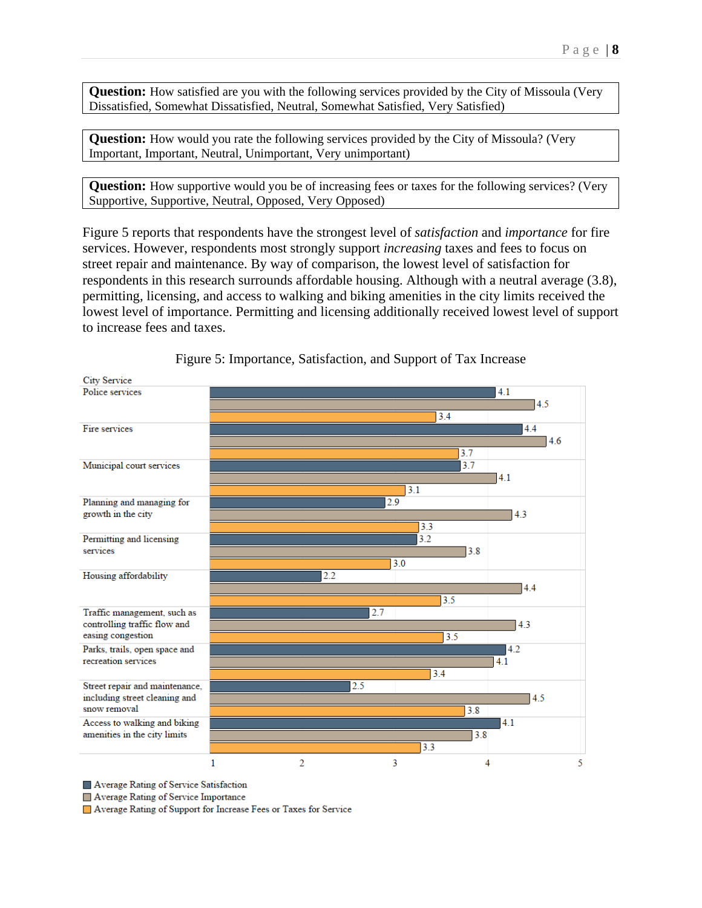**Question:** How satisfied are you with the following services provided by the City of Missoula (Very Dissatisfied, Somewhat Dissatisfied, Neutral, Somewhat Satisfied, Very Satisfied)

**Question:** How would you rate the following services provided by the City of Missoula? (Very Important, Important, Neutral, Unimportant, Very unimportant)

**Question:** How supportive would you be of increasing fees or taxes for the following services? (Very Supportive, Supportive, Neutral, Opposed, Very Opposed)

Figure 5 reports that respondents have the strongest level of *satisfaction* and *importance* for fire services. However, respondents most strongly support *increasing* taxes and fees to focus on street repair and maintenance. By way of comparison, the lowest level of satisfaction for respondents in this research surrounds affordable housing. Although with a neutral average (3.8), permitting, licensing, and access to walking and biking amenities in the city limits received the lowest level of importance. Permitting and licensing additionally received lowest level of support to increase fees and taxes.

Figure 5: Importance, Satisfaction, and Support of Tax Increase

| City Service | Average Rating of Service Satisfaction | Average Rating of Service Importance | Average Rating of Support for Increase Fees or Taxes for Service |
|---|---|---|---|
| Police services | 4.1 | 4.5 | 3.4 |
| Fire services | 4.4 | 4.6 | 3.7 |
| Municipal court services | 3.7 | 4.1 | 3.1 |
| Planning and managing for growth in the city | 2.9 | 4.3 | 3.3 |
| Permitting and licensing services | 3.2 | 3.8 | 3.0 |
| Housing affordability | 2.2 | 4.4 | 3.5 |
| Traffic management, such as controlling traffic flow and easing congestion | 2.7 | 4.3 | 3.5 |
| Parks, trails, open space and recreation services | 4.2 | 4.1 | 3.4 |
| Street repair and maintenance, including street cleaning and snow removal | 2.5 | 4.5 | 3.8 |
| Access to walking and biking amenities in the city limits | 4.1 | 3.8 | 3.3 |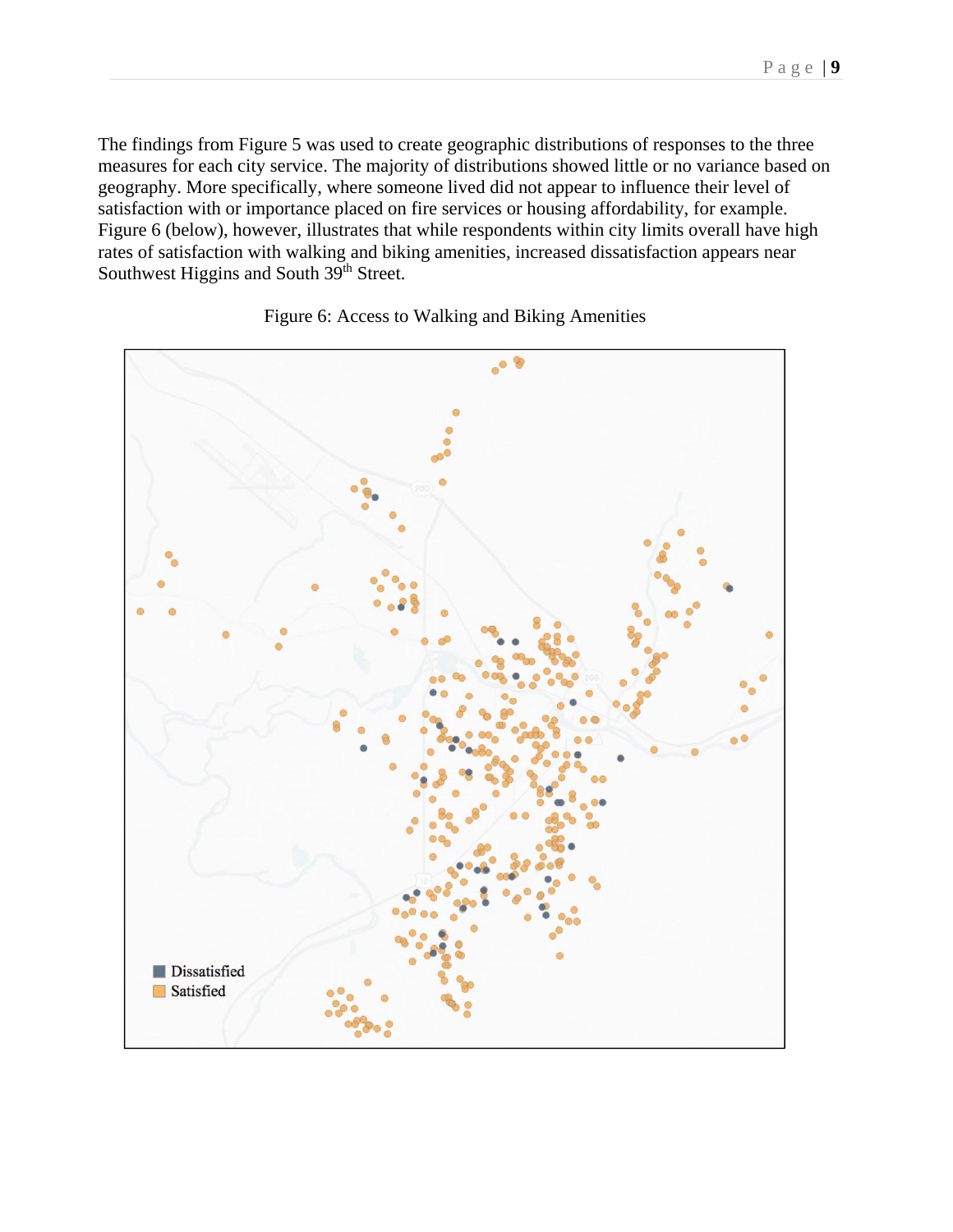The findings from Figure 5 was used to create geographic distributions of responses to the three measures for each city service. The majority of distributions showed little or no variance based on geography. More specifically, where someone lived did not appear to influence their level of satisfaction with or importance placed on fire services or housing affordability, for example. Figure 6 (below), however, illustrates that while respondents within city limits overall have high rates of satisfaction with walking and biking amenities, increased dissatisfaction appears near Southwest Higgins and South 39th Street.

Figure 6: Access to Walking and Biking Amenities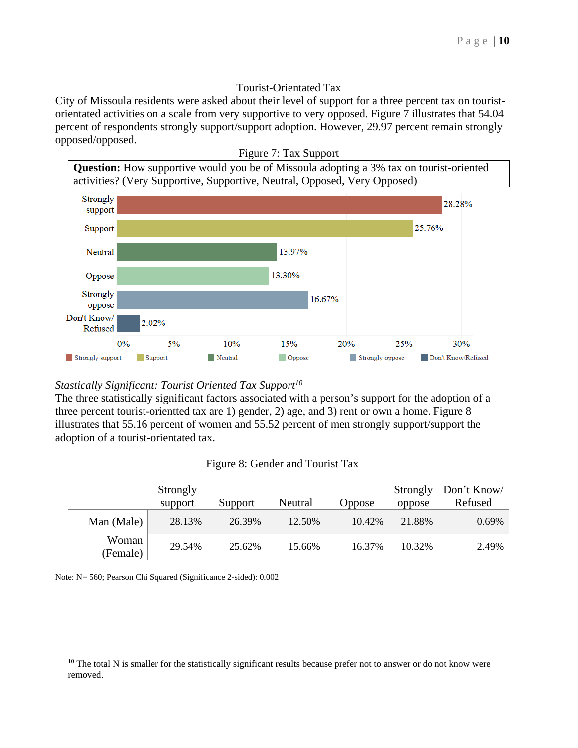### Tourist-Orientated Tax

City of Missoula residents were asked about their level of support for a three percent tax on tourist-orientated activities on a scale from very supportive to very opposed. Figure 7 illustrates that 54.04 percent of respondents strongly support/support adoption. However, 29.97 percent remain strongly opposed/opposed.

Figure 7: Tax Support

**Question:** How supportive would you be of Missoula adopting a 3% tax on tourist-oriented activities? (Very Supportive, Supportive, Neutral, Opposed, Very Opposed)

| Response | Percent |
|---|---|
| Strongly support | 28.28% |
| Support | 25.76% |
| Neutral | 13.97% |
| Oppose | 13.30% |
| Strongly oppose | 16.67% |
| Don't Know/ Refused | 2.02% |

*Stastically Significant: Tourist Oriented Tax Support*[10]

The three statistically significant factors associated with a person's support for the adoption of a three percent tourist-orientted tax are 1) gender, 2) age, and 3) rent or own a home. Figure 8 illustrates that 55.16 percent of women and 55.52 percent of men strongly support/support the adoption of a tourist-orientated tax.

Figure 8: Gender and Tourist Tax

| | Strongly support | Support | Neutral | Oppose | Strongly oppose | Don't Know/ Refused |
|---|---|---|---|---|---|---|
| Man (Male) | 28.13% | 26.39% | 12.50% | 10.42% | 21.88% | 0.69% |
| Woman (Female) | 29.54% | 25.62% | 15.66% | 16.37% | 10.32% | 2.49% |

Note: N= 560; Pearson Chi Squared (Significance 2-sided): 0.002

[10] The total N is smaller for the statistically significant results because prefer not to answer or do not know were removed.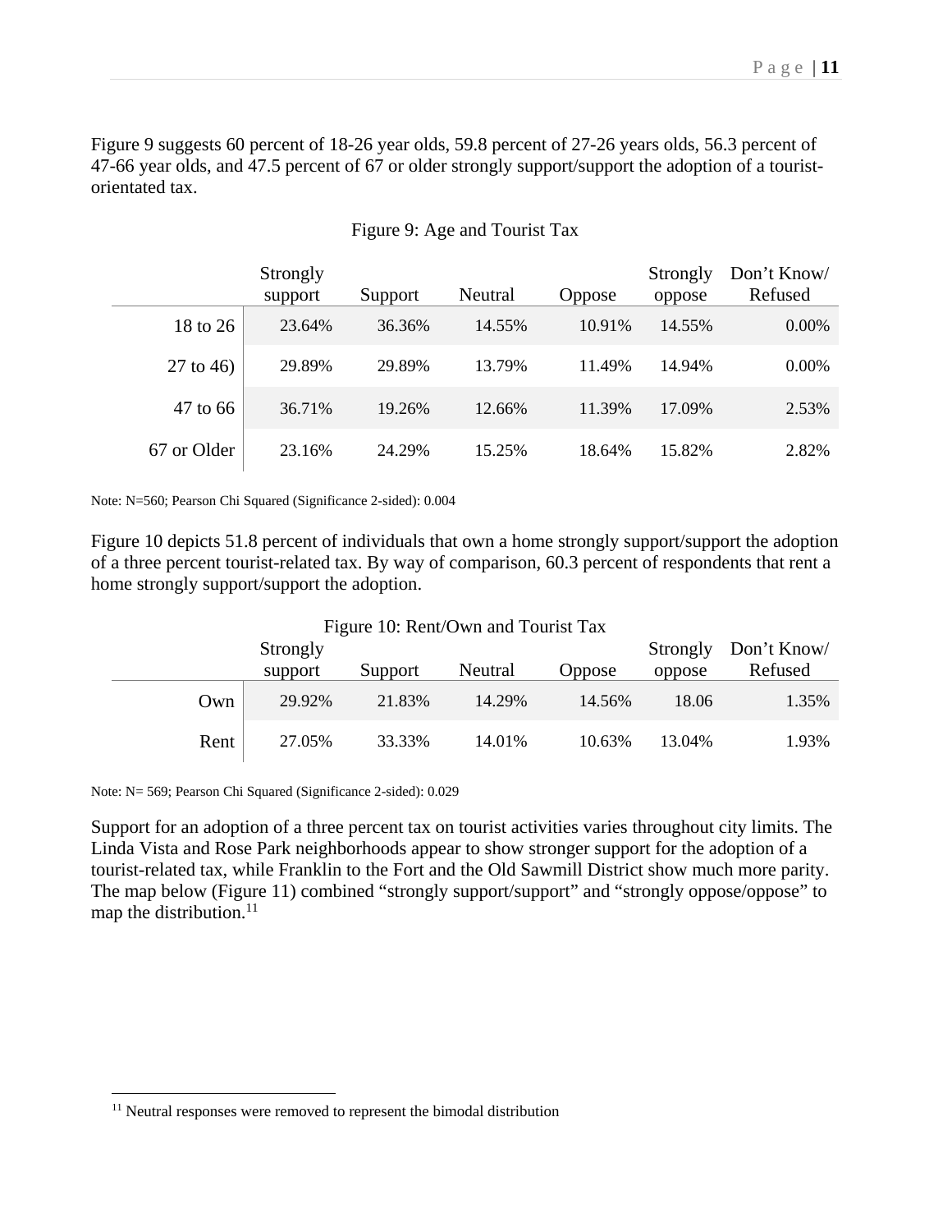Figure 9 suggests 60 percent of 18-26 year olds, 59.8 percent of 27-26 years olds, 56.3 percent of 47-66 year olds, and 47.5 percent of 67 or older strongly support/support the adoption of a tourist-orientated tax.

Figure 9: Age and Tourist Tax

| | Strongly support | Support | Neutral | Oppose | Strongly oppose | Don't Know/ Refused |
|---|---|---|---|---|---|---|
| 18 to 26 | 23.64% | 36.36% | 14.55% | 10.91% | 14.55% | 0.00% |
| 27 to 46) | 29.89% | 29.89% | 13.79% | 11.49% | 14.94% | 0.00% |
| 47 to 66 | 36.71% | 19.26% | 12.66% | 11.39% | 17.09% | 2.53% |
| 67 or Older | 23.16% | 24.29% | 15.25% | 18.64% | 15.82% | 2.82% |

Note: N=560; Pearson Chi Squared (Significance 2-sided): 0.004

Figure 10 depicts 51.8 percent of individuals that own a home strongly support/support the adoption of a three percent tourist-related tax. By way of comparison, 60.3 percent of respondents that rent a home strongly support/support the adoption.

Figure 10: Rent/Own and Tourist Tax

| | Strongly support | Support | Neutral | Oppose | Strongly oppose | Don't Know/ Refused |
|---|---|---|---|---|---|---|
| Own | 29.92% | 21.83% | 14.29% | 14.56% | 18.06 | 1.35% |
| Rent | 27.05% | 33.33% | 14.01% | 10.63% | 13.04% | 1.93% |

Note: N= 569; Pearson Chi Squared (Significance 2-sided): 0.029

Support for an adoption of a three percent tax on tourist activities varies throughout city limits. The Linda Vista and Rose Park neighborhoods appear to show stronger support for the adoption of a tourist-related tax, while Franklin to the Fort and the Old Sawmill District show much more parity. The map below (Figure 11) combined "strongly support/support" and "strongly oppose/oppose" to map the distribution.[11]

[11] Neutral responses were removed to represent the bimodal distribution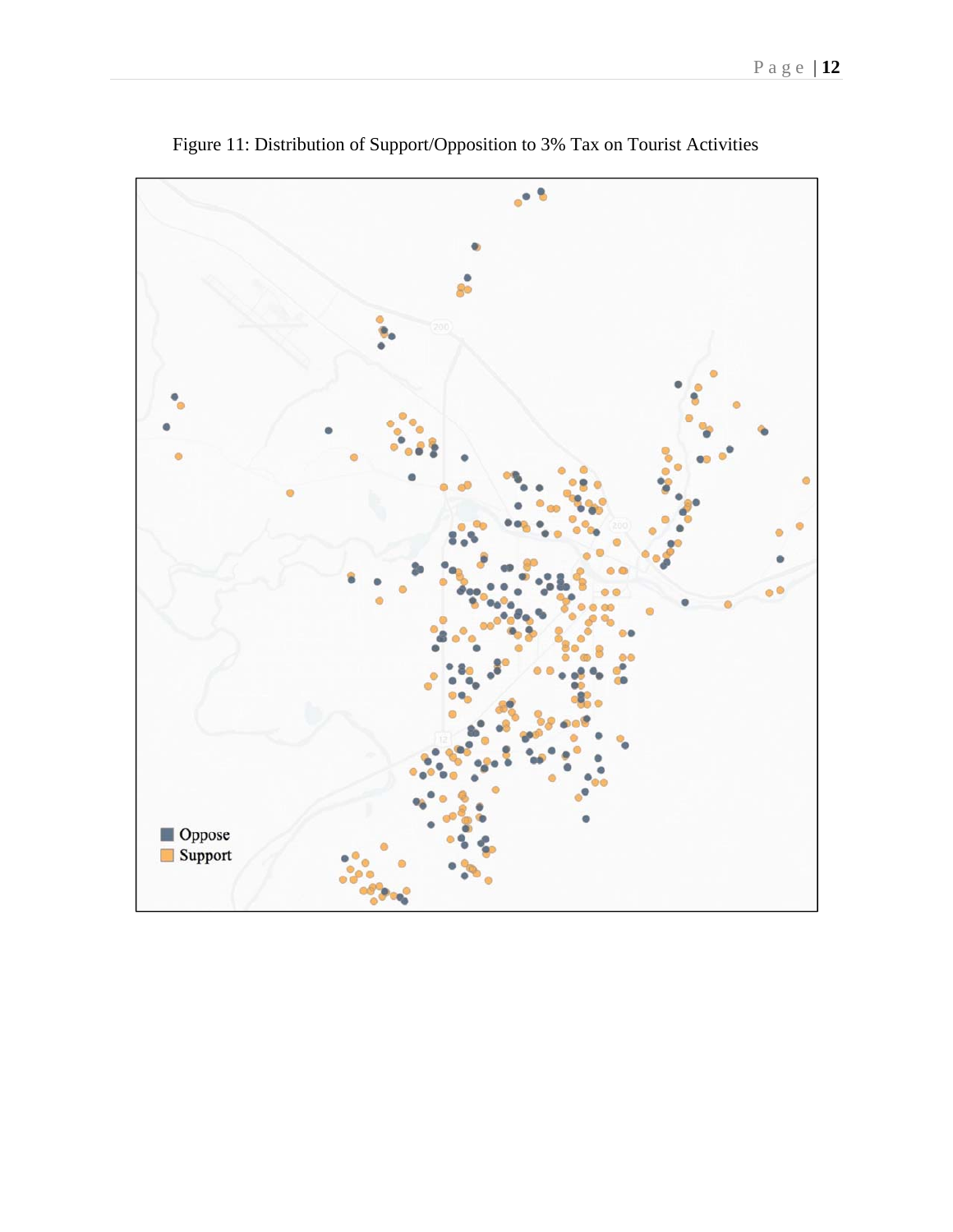Figure 11: Distribution of Support/Opposition to 3% Tax on Tourist Activities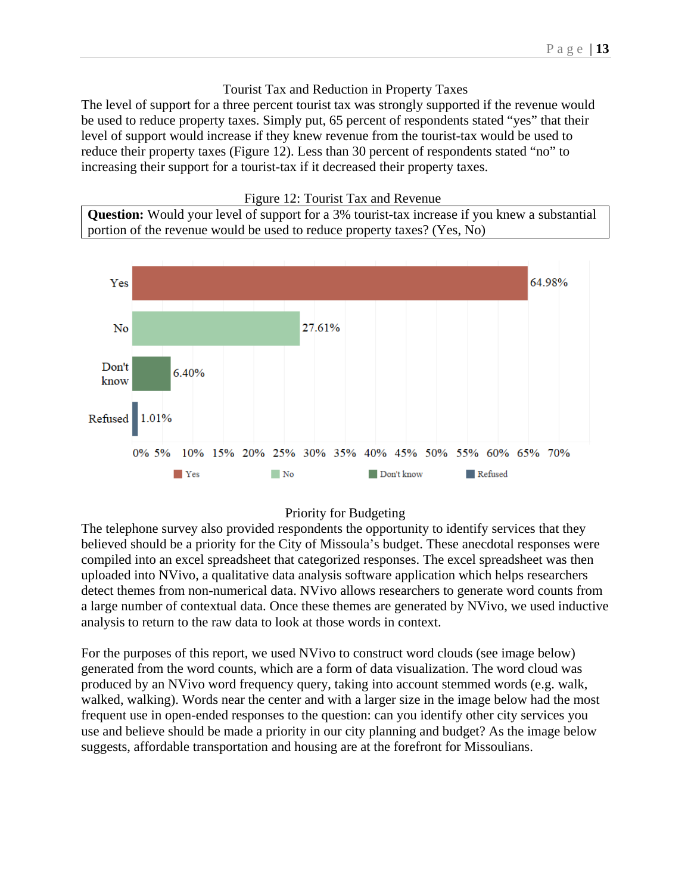### Tourist Tax and Reduction in Property Taxes

The level of support for a three percent tourist tax was strongly supported if the revenue would be used to reduce property taxes. Simply put, 65 percent of respondents stated "yes" that their level of support would increase if they knew revenue from the tourist-tax would be used to reduce their property taxes (Figure 12). Less than 30 percent of respondents stated "no" to increasing their support for a tourist-tax if it decreased their property taxes.

Figure 12: Tourist Tax and Revenue

**Question:** Would your level of support for a 3% tourist-tax increase if you knew a substantial portion of the revenue would be used to reduce property taxes? (Yes, No)

| Response | Percent |
|---|---|
| Yes | 64.98% |
| No | 27.61% |
| Don't know | 6.40% |
| Refused | 1.01% |

### Priority for Budgeting

The telephone survey also provided respondents the opportunity to identify services that they believed should be a priority for the City of Missoula's budget. These anecdotal responses were compiled into an excel spreadsheet that categorized responses. The excel spreadsheet was then uploaded into NVivo, a qualitative data analysis software application which helps researchers detect themes from non-numerical data. NVivo allows researchers to generate word counts from a large number of contextual data. Once these themes are generated by NVivo, we used inductive analysis to return to the raw data to look at those words in context.

For the purposes of this report, we used NVivo to construct word clouds (see image below) generated from the word counts, which are a form of data visualization. The word cloud was produced by an NVivo word frequency query, taking into account stemmed words (e.g. walk, walked, walking). Words near the center and with a larger size in the image below had the most frequent use in open-ended responses to the question: can you identify other city services you use and believe should be made a priority in our city planning and budget? As the image below suggests, affordable transportation and housing are at the forefront for Missoulians.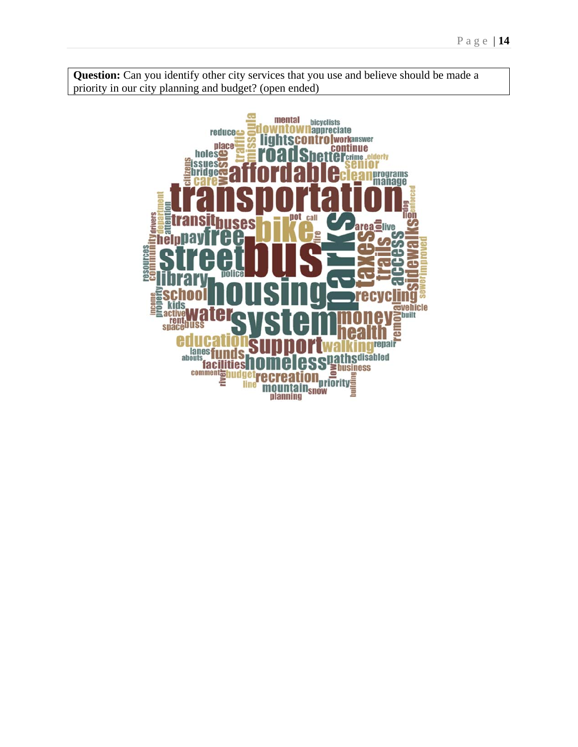**Question:** Can you identify other city services that you use and believe should be made a priority in our city planning and budget? (open ended)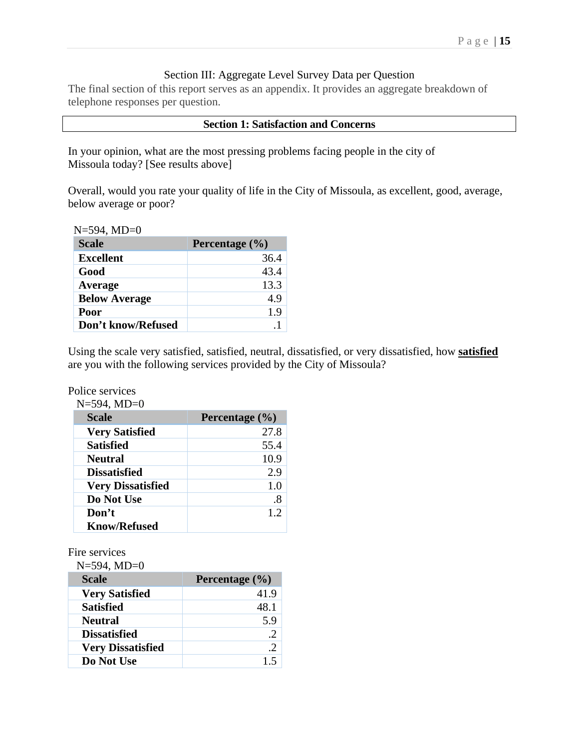## Section III: Aggregate Level Survey Data per Question

The final section of this report serves as an appendix. It provides an aggregate breakdown of telephone responses per question.

### Section 1: Satisfaction and Concerns

In your opinion, what are the most pressing problems facing people in the city of Missoula today? [See results above]

Overall, would you rate your quality of life in the City of Missoula, as excellent, good, average, below average or poor?

N=594, MD=0

| Scale | Percentage (%) |
|---|---|
| **Excellent** | 36.4 |
| **Good** | 43.4 |
| **Average** | 13.3 |
| **Below Average** | 4.9 |
| **Poor** | 1.9 |
| **Don't know/Refused** | .1 |

Using the scale very satisfied, satisfied, neutral, dissatisfied, or very dissatisfied, how **satisfied** are you with the following services provided by the City of Missoula?

Police services

N=594, MD=0

| Scale | Percentage (%) |
|---|---|
| **Very Satisfied** | 27.8 |
| **Satisfied** | 55.4 |
| **Neutral** | 10.9 |
| **Dissatisfied** | 2.9 |
| **Very Dissatisfied** | 1.0 |
| **Do Not Use** | .8 |
| **Don't Know/Refused** | 1.2 |

Fire services

N=594, MD=0

| Scale | Percentage (%) |
|---|---|
| **Very Satisfied** | 41.9 |
| **Satisfied** | 48.1 |
| **Neutral** | 5.9 |
| **Dissatisfied** | .2 |
| **Very Dissatisfied** | .2 |
| **Do Not Use** | 1.5 |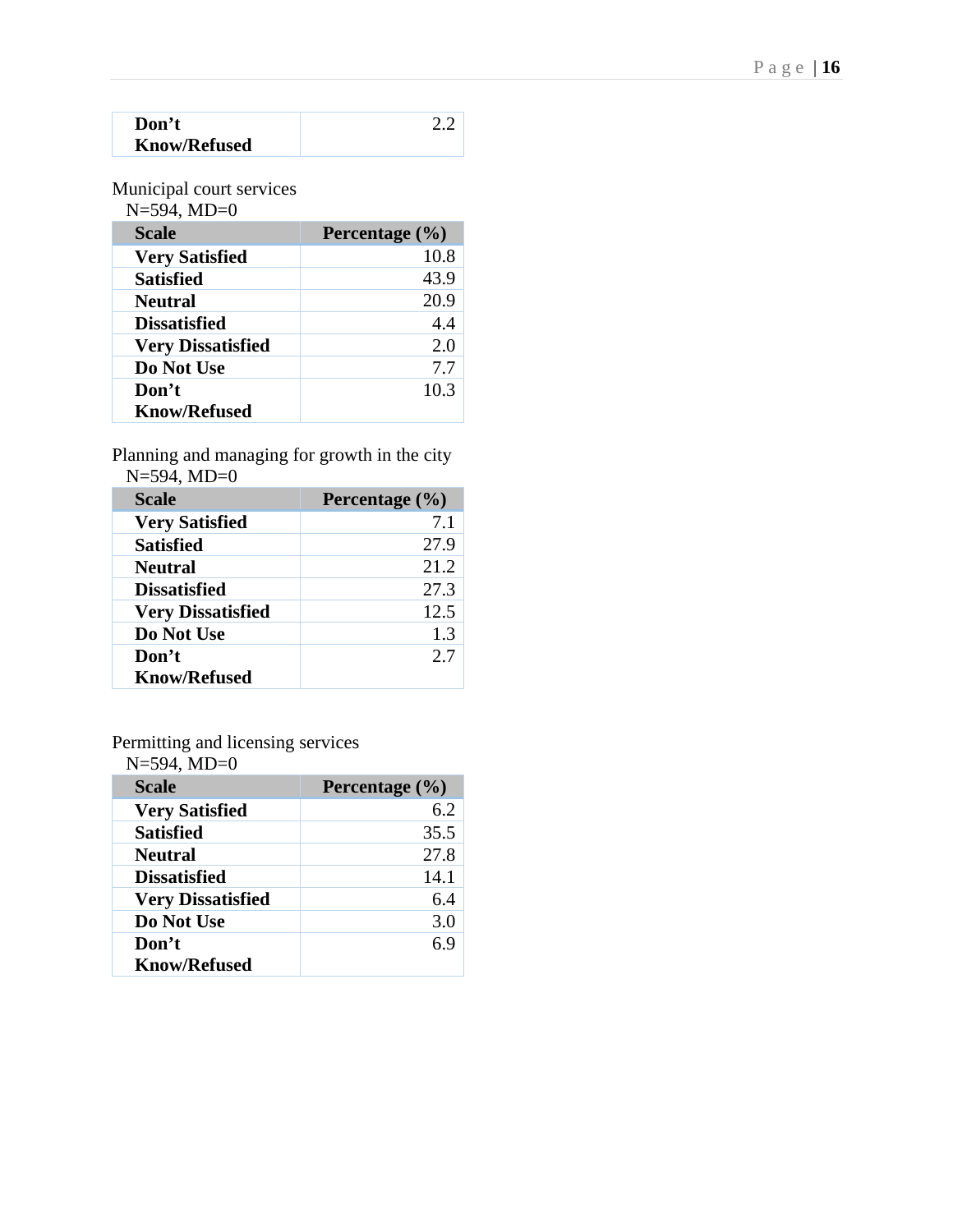| Don't Know/Refused | 2.2 |
|---|---|

Municipal court services
N=594, MD=0

| Scale | Percentage (%) |
|---|---|
| Very Satisfied | 10.8 |
| Satisfied | 43.9 |
| Neutral | 20.9 |
| Dissatisfied | 4.4 |
| Very Dissatisfied | 2.0 |
| Do Not Use | 7.7 |
| Don't Know/Refused | 10.3 |

Planning and managing for growth in the city
N=594, MD=0

| Scale | Percentage (%) |
|---|---|
| Very Satisfied | 7.1 |
| Satisfied | 27.9 |
| Neutral | 21.2 |
| Dissatisfied | 27.3 |
| Very Dissatisfied | 12.5 |
| Do Not Use | 1.3 |
| Don't Know/Refused | 2.7 |

Permitting and licensing services
N=594, MD=0

| Scale | Percentage (%) |
|---|---|
| Very Satisfied | 6.2 |
| Satisfied | 35.5 |
| Neutral | 27.8 |
| Dissatisfied | 14.1 |
| Very Dissatisfied | 6.4 |
| Do Not Use | 3.0 |
| Don't Know/Refused | 6.9 |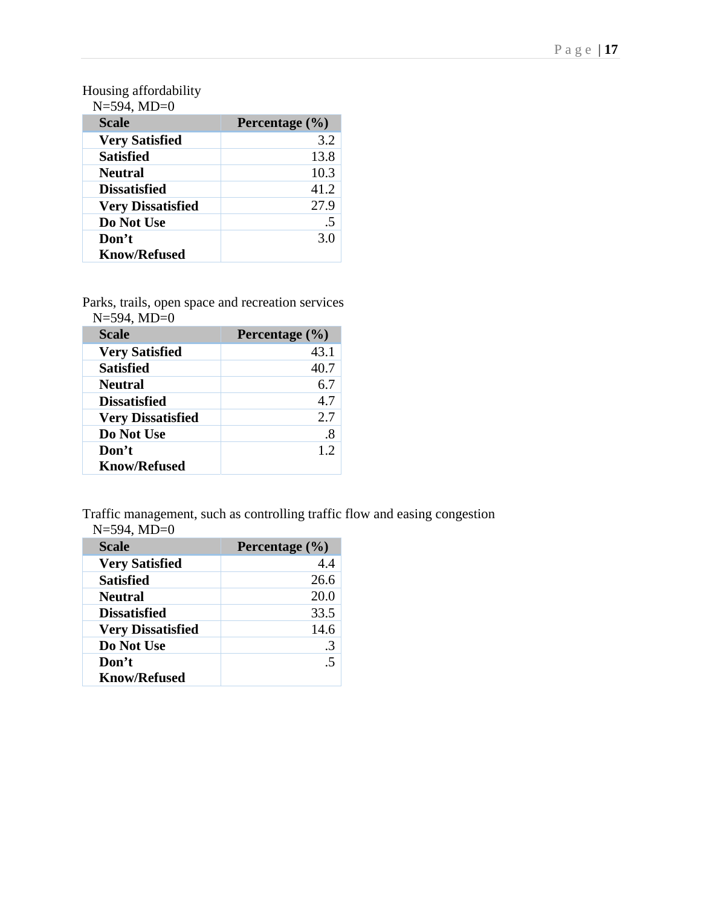Housing affordability

N=594, MD=0

| Scale | Percentage (%) |
|---|---|
| **Very Satisfied** | 3.2 |
| **Satisfied** | 13.8 |
| **Neutral** | 10.3 |
| **Dissatisfied** | 41.2 |
| **Very Dissatisfied** | 27.9 |
| **Do Not Use** | .5 |
| **Don't Know/Refused** | 3.0 |

Parks, trails, open space and recreation services

N=594, MD=0

| Scale | Percentage (%) |
|---|---|
| **Very Satisfied** | 43.1 |
| **Satisfied** | 40.7 |
| **Neutral** | 6.7 |
| **Dissatisfied** | 4.7 |
| **Very Dissatisfied** | 2.7 |
| **Do Not Use** | .8 |
| **Don't Know/Refused** | 1.2 |

Traffic management, such as controlling traffic flow and easing congestion

N=594, MD=0

| Scale | Percentage (%) |
|---|---|
| **Very Satisfied** | 4.4 |
| **Satisfied** | 26.6 |
| **Neutral** | 20.0 |
| **Dissatisfied** | 33.5 |
| **Very Dissatisfied** | 14.6 |
| **Do Not Use** | .3 |
| **Don't Know/Refused** | .5 |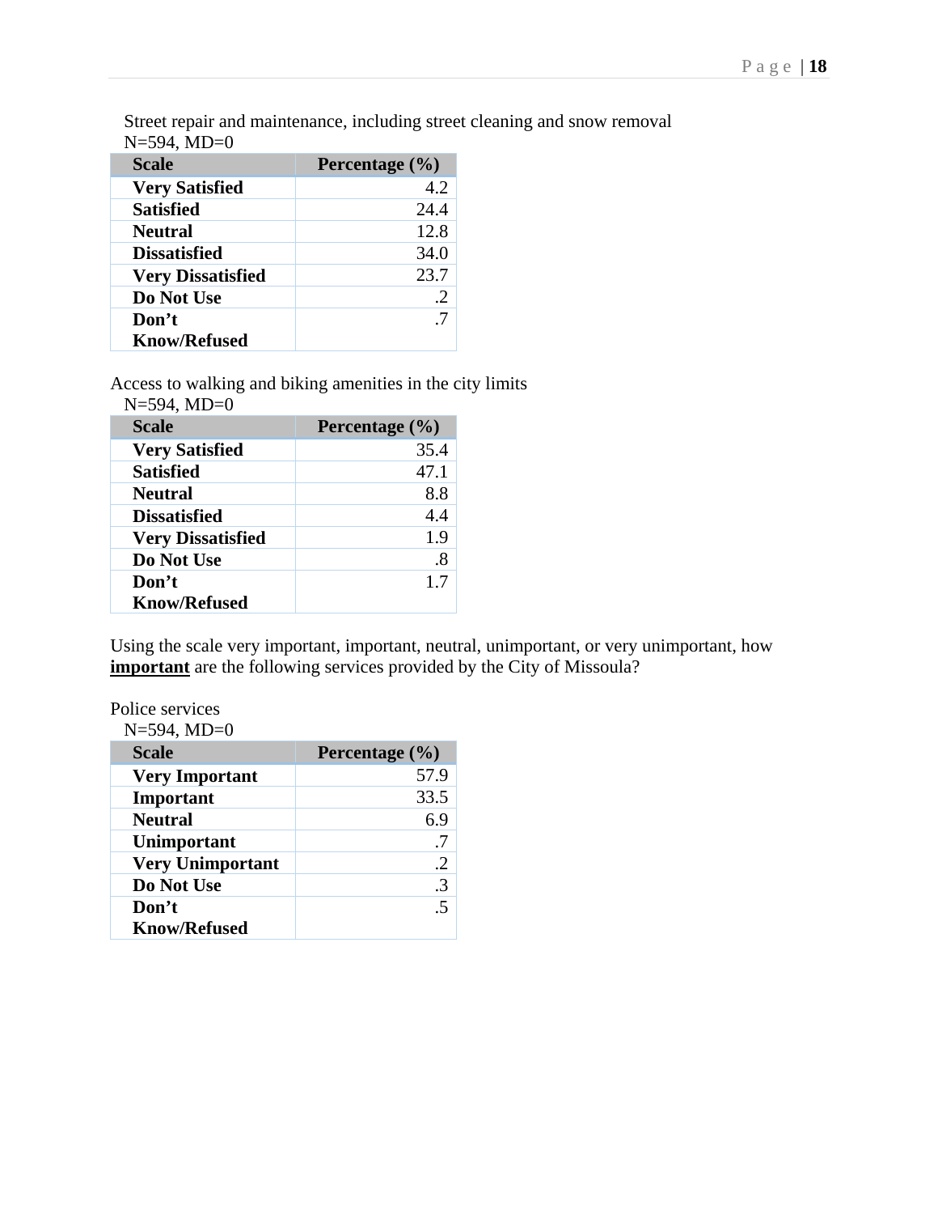Street repair and maintenance, including street cleaning and snow removal
N=594, MD=0

| Scale | Percentage (%) |
|---|---|
| **Very Satisfied** | 4.2 |
| **Satisfied** | 24.4 |
| **Neutral** | 12.8 |
| **Dissatisfied** | 34.0 |
| **Very Dissatisfied** | 23.7 |
| **Do Not Use** | .2 |
| **Don't Know/Refused** | .7 |

Access to walking and biking amenities in the city limits
N=594, MD=0

| Scale | Percentage (%) |
|---|---|
| **Very Satisfied** | 35.4 |
| **Satisfied** | 47.1 |
| **Neutral** | 8.8 |
| **Dissatisfied** | 4.4 |
| **Very Dissatisfied** | 1.9 |
| **Do Not Use** | .8 |
| **Don't Know/Refused** | 1.7 |

Using the scale very important, important, neutral, unimportant, or very unimportant, how **important** are the following services provided by the City of Missoula?

Police services
N=594, MD=0

| Scale | Percentage (%) |
|---|---|
| **Very Important** | 57.9 |
| **Important** | 33.5 |
| **Neutral** | 6.9 |
| **Unimportant** | .7 |
| **Very Unimportant** | .2 |
| **Do Not Use** | .3 |
| **Don't Know/Refused** | .5 |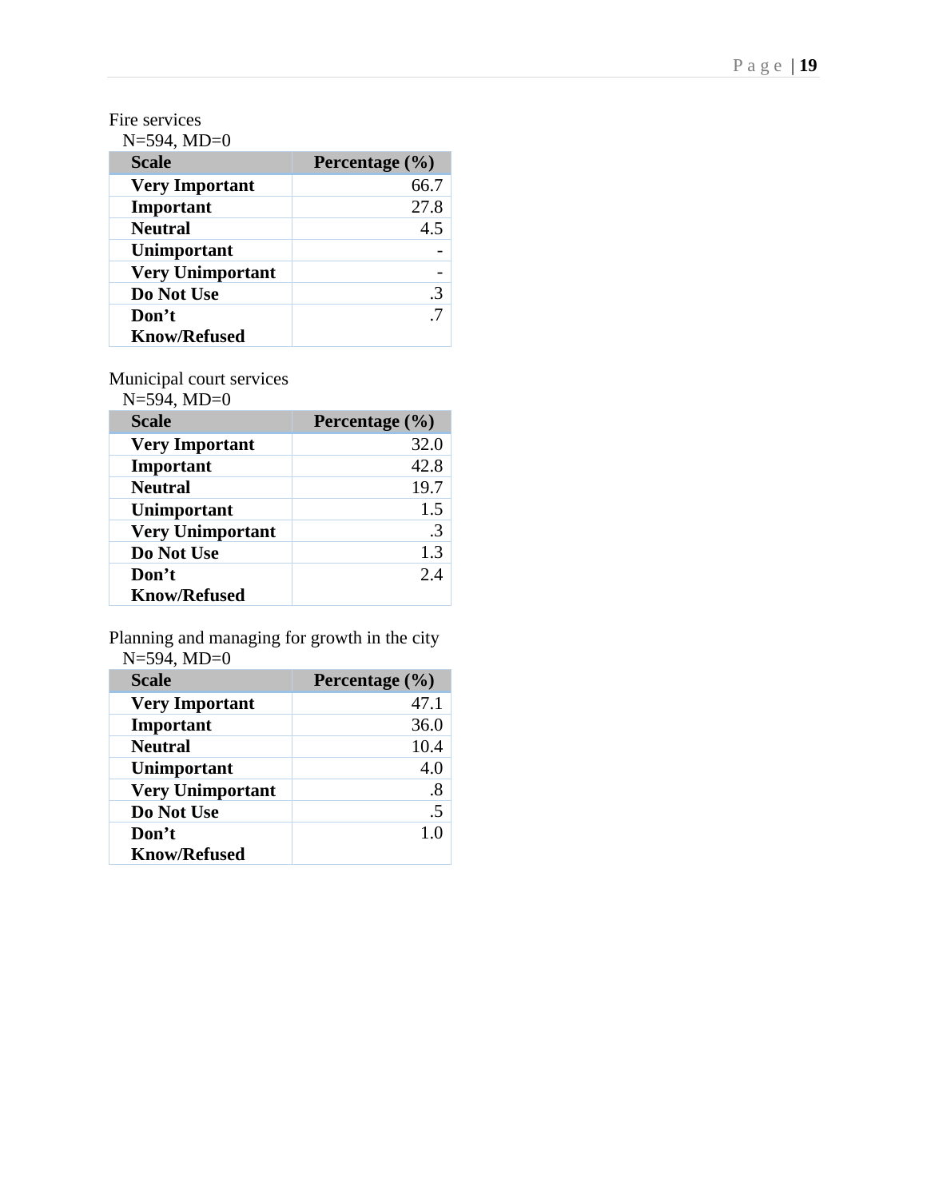Fire services

N=594, MD=0

| Scale | Percentage (%) |
| --- | --- |
| **Very Important** | 66.7 |
| **Important** | 27.8 |
| **Neutral** | 4.5 |
| **Unimportant** | - |
| **Very Unimportant** | - |
| **Do Not Use** | .3 |
| **Don't Know/Refused** | .7 |

Municipal court services

N=594, MD=0

| Scale | Percentage (%) |
| --- | --- |
| **Very Important** | 32.0 |
| **Important** | 42.8 |
| **Neutral** | 19.7 |
| **Unimportant** | 1.5 |
| **Very Unimportant** | .3 |
| **Do Not Use** | 1.3 |
| **Don't Know/Refused** | 2.4 |

Planning and managing for growth in the city

N=594, MD=0

| Scale | Percentage (%) |
| --- | --- |
| **Very Important** | 47.1 |
| **Important** | 36.0 |
| **Neutral** | 10.4 |
| **Unimportant** | 4.0 |
| **Very Unimportant** | .8 |
| **Do Not Use** | .5 |
| **Don't Know/Refused** | 1.0 |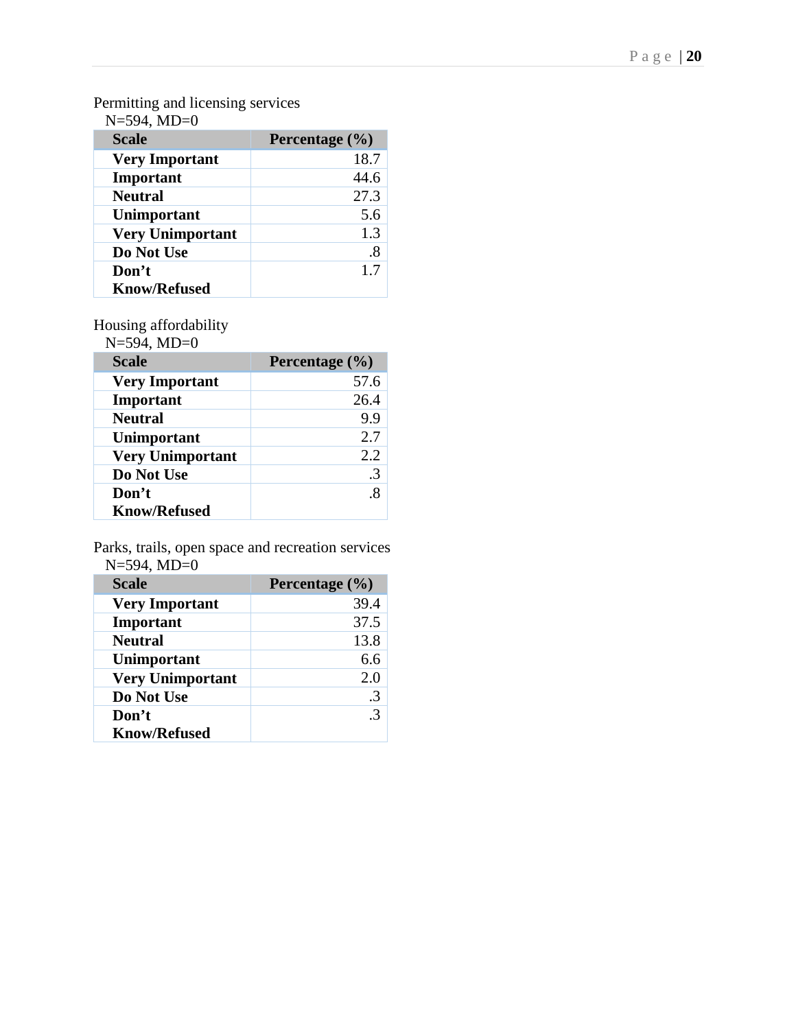Permitting and licensing services
N=594, MD=0

| Scale | Percentage (%) |
|---|---|
| **Very Important** | 18.7 |
| **Important** | 44.6 |
| **Neutral** | 27.3 |
| **Unimportant** | 5.6 |
| **Very Unimportant** | 1.3 |
| **Do Not Use** | .8 |
| **Don't Know/Refused** | 1.7 |

Housing affordability
N=594, MD=0

| Scale | Percentage (%) |
|---|---|
| **Very Important** | 57.6 |
| **Important** | 26.4 |
| **Neutral** | 9.9 |
| **Unimportant** | 2.7 |
| **Very Unimportant** | 2.2 |
| **Do Not Use** | .3 |
| **Don't Know/Refused** | .8 |

Parks, trails, open space and recreation services
N=594, MD=0

| Scale | Percentage (%) |
|---|---|
| **Very Important** | 39.4 |
| **Important** | 37.5 |
| **Neutral** | 13.8 |
| **Unimportant** | 6.6 |
| **Very Unimportant** | 2.0 |
| **Do Not Use** | .3 |
| **Don't Know/Refused** | .3 |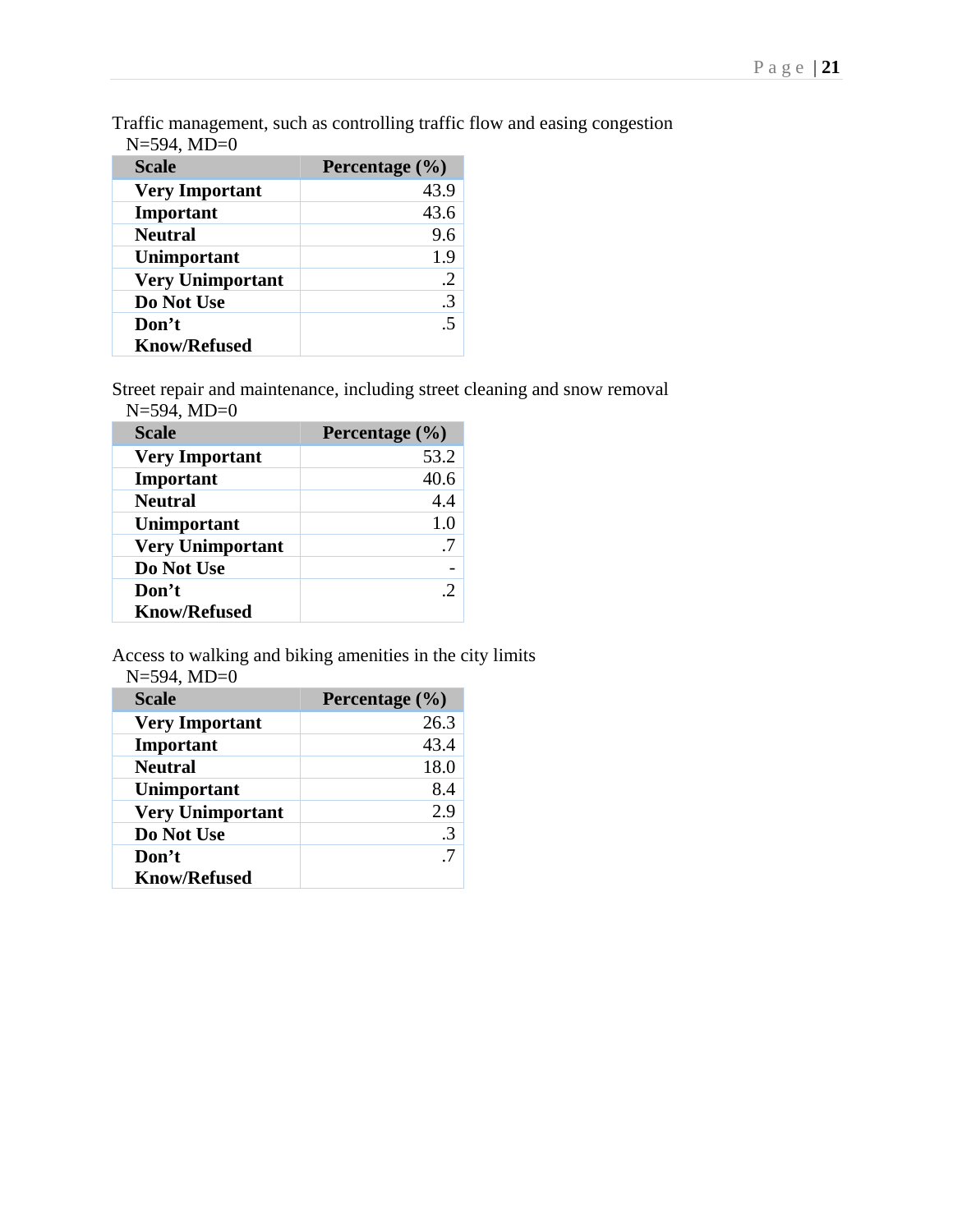Traffic management, such as controlling traffic flow and easing congestion
N=594, MD=0

| Scale | Percentage (%) |
|---|---|
| **Very Important** | 43.9 |
| **Important** | 43.6 |
| **Neutral** | 9.6 |
| **Unimportant** | 1.9 |
| **Very Unimportant** | .2 |
| **Do Not Use** | .3 |
| **Don't Know/Refused** | .5 |

Street repair and maintenance, including street cleaning and snow removal
N=594, MD=0

| Scale | Percentage (%) |
|---|---|
| **Very Important** | 53.2 |
| **Important** | 40.6 |
| **Neutral** | 4.4 |
| **Unimportant** | 1.0 |
| **Very Unimportant** | .7 |
| **Do Not Use** | - |
| **Don't Know/Refused** | .2 |

Access to walking and biking amenities in the city limits
N=594, MD=0

| Scale | Percentage (%) |
|---|---|
| **Very Important** | 26.3 |
| **Important** | 43.4 |
| **Neutral** | 18.0 |
| **Unimportant** | 8.4 |
| **Very Unimportant** | 2.9 |
| **Do Not Use** | .3 |
| **Don't Know/Refused** | .7 |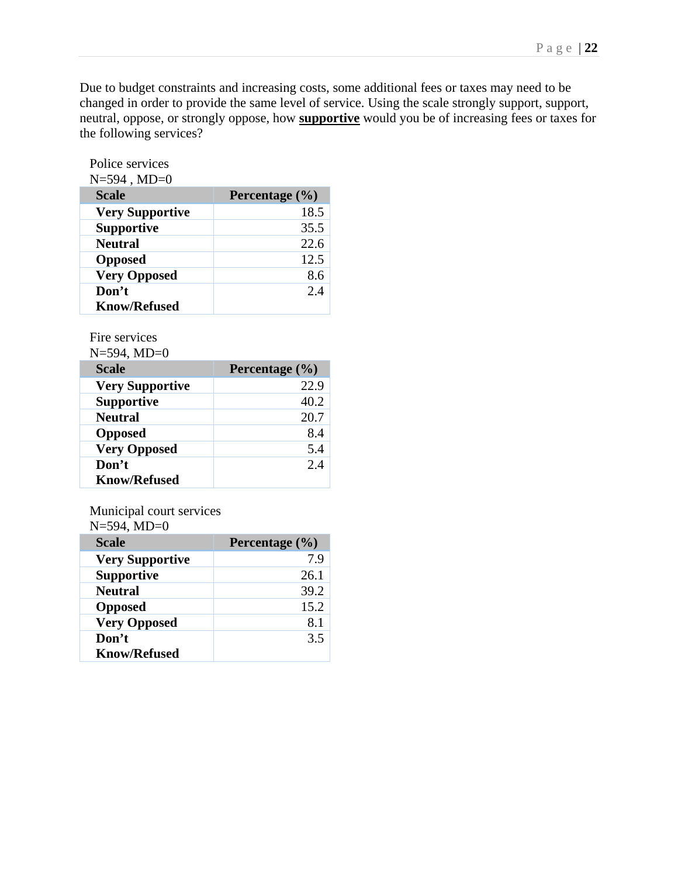Due to budget constraints and increasing costs, some additional fees or taxes may need to be changed in order to provide the same level of service. Using the scale strongly support, support, neutral, oppose, or strongly oppose, how **supportive** would you be of increasing fees or taxes for the following services?

Police services
N=594 , MD=0

| Scale | Percentage (%) |
|---|---|
| **Very Supportive** | 18.5 |
| **Supportive** | 35.5 |
| **Neutral** | 22.6 |
| **Opposed** | 12.5 |
| **Very Opposed** | 8.6 |
| **Don't Know/Refused** | 2.4 |

Fire services
N=594, MD=0

| Scale | Percentage (%) |
|---|---|
| **Very Supportive** | 22.9 |
| **Supportive** | 40.2 |
| **Neutral** | 20.7 |
| **Opposed** | 8.4 |
| **Very Opposed** | 5.4 |
| **Don't Know/Refused** | 2.4 |

Municipal court services
N=594, MD=0

| Scale | Percentage (%) |
|---|---|
| **Very Supportive** | 7.9 |
| **Supportive** | 26.1 |
| **Neutral** | 39.2 |
| **Opposed** | 15.2 |
| **Very Opposed** | 8.1 |
| **Don't Know/Refused** | 3.5 |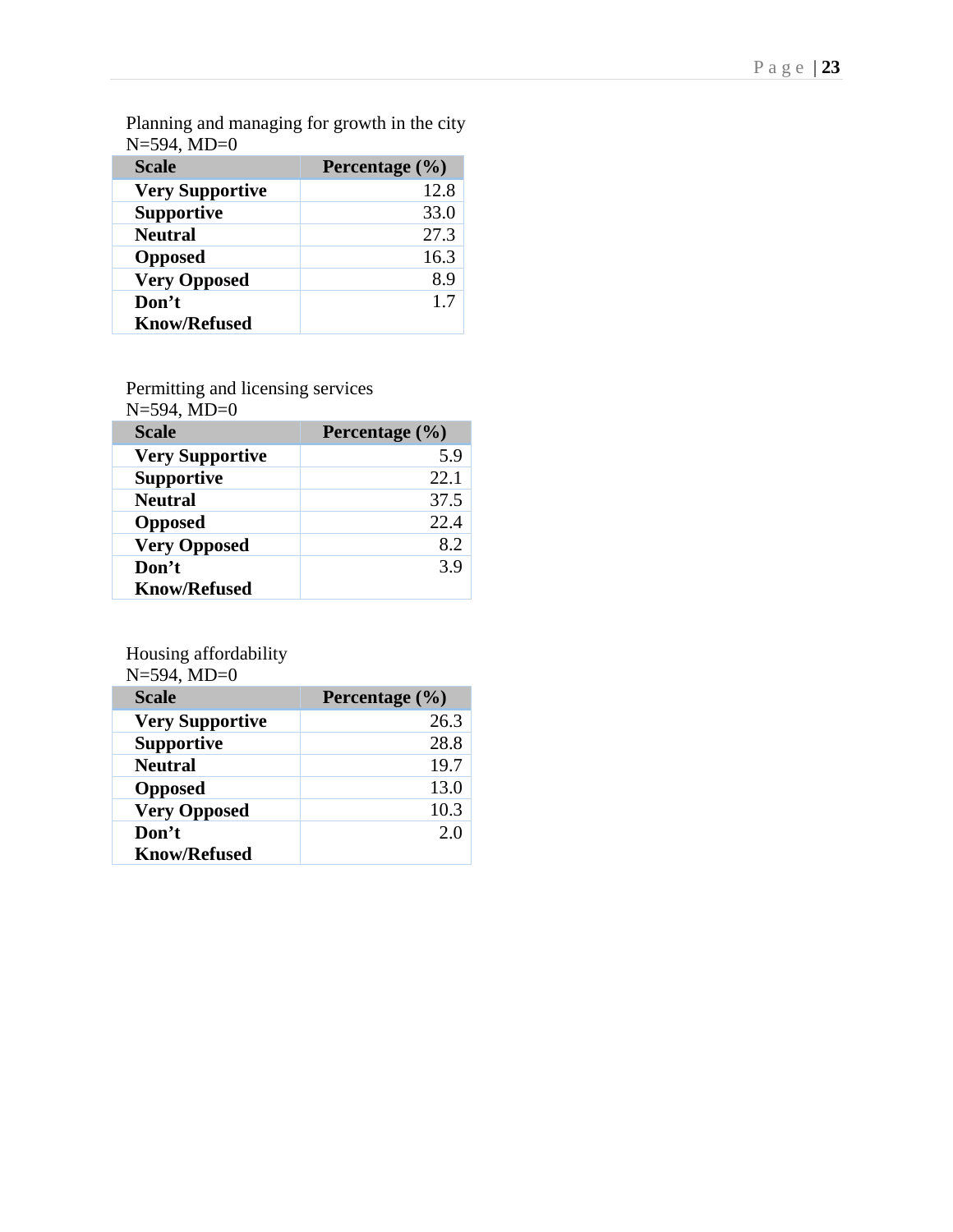Planning and managing for growth in the city
N=594, MD=0

| Scale | Percentage (%) |
|---|---|
| **Very Supportive** | 12.8 |
| **Supportive** | 33.0 |
| **Neutral** | 27.3 |
| **Opposed** | 16.3 |
| **Very Opposed** | 8.9 |
| **Don't Know/Refused** | 1.7 |

Permitting and licensing services
N=594, MD=0

| Scale | Percentage (%) |
|---|---|
| **Very Supportive** | 5.9 |
| **Supportive** | 22.1 |
| **Neutral** | 37.5 |
| **Opposed** | 22.4 |
| **Very Opposed** | 8.2 |
| **Don't Know/Refused** | 3.9 |

Housing affordability
N=594, MD=0

| Scale | Percentage (%) |
|---|---|
| **Very Supportive** | 26.3 |
| **Supportive** | 28.8 |
| **Neutral** | 19.7 |
| **Opposed** | 13.0 |
| **Very Opposed** | 10.3 |
| **Don't Know/Refused** | 2.0 |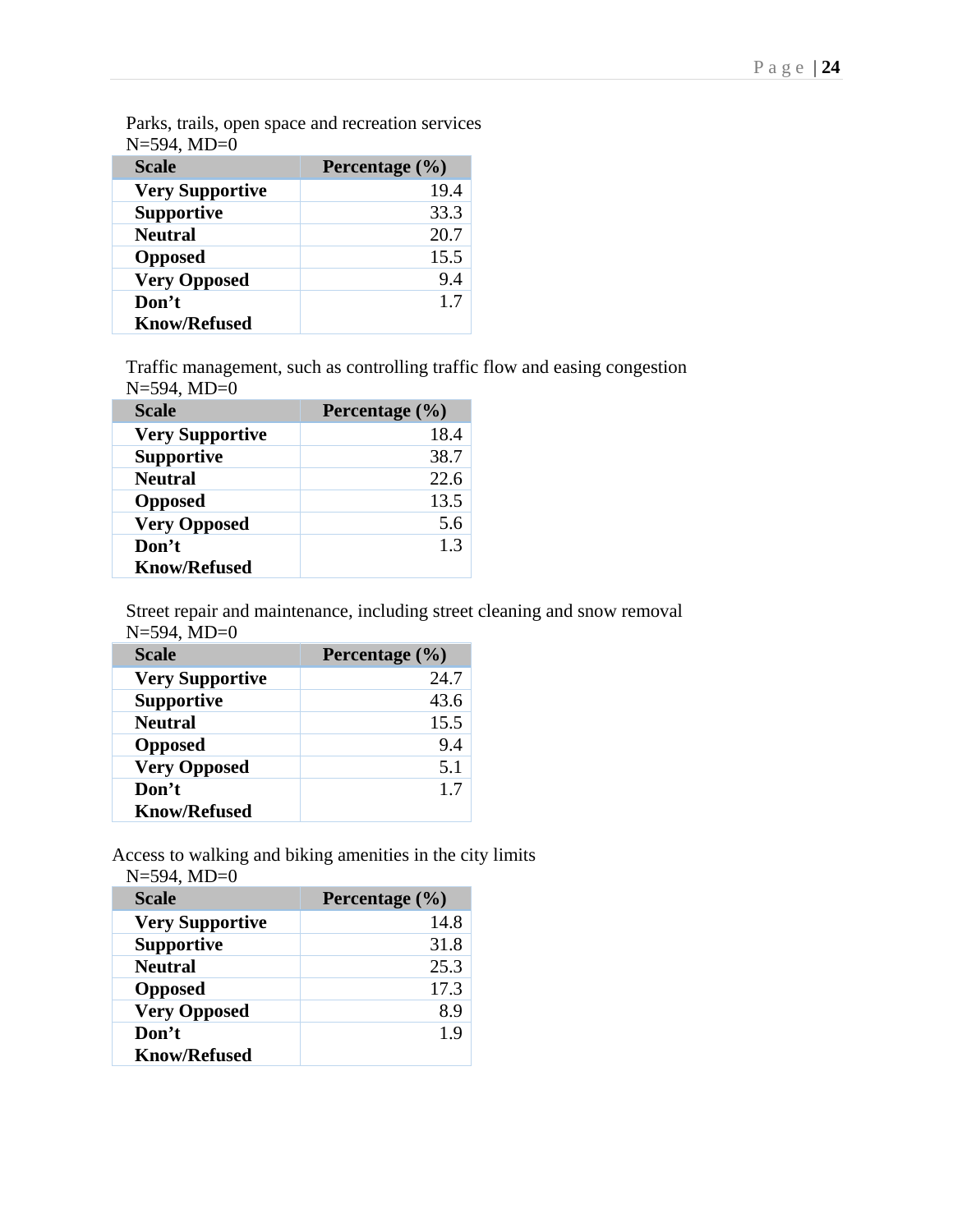Parks, trails, open space and recreation services
N=594, MD=0

| Scale | Percentage (%) |
|---|---|
| **Very Supportive** | 19.4 |
| **Supportive** | 33.3 |
| **Neutral** | 20.7 |
| **Opposed** | 15.5 |
| **Very Opposed** | 9.4 |
| **Don't Know/Refused** | 1.7 |

Traffic management, such as controlling traffic flow and easing congestion
N=594, MD=0

| Scale | Percentage (%) |
|---|---|
| **Very Supportive** | 18.4 |
| **Supportive** | 38.7 |
| **Neutral** | 22.6 |
| **Opposed** | 13.5 |
| **Very Opposed** | 5.6 |
| **Don't Know/Refused** | 1.3 |

Street repair and maintenance, including street cleaning and snow removal
N=594, MD=0

| Scale | Percentage (%) |
|---|---|
| **Very Supportive** | 24.7 |
| **Supportive** | 43.6 |
| **Neutral** | 15.5 |
| **Opposed** | 9.4 |
| **Very Opposed** | 5.1 |
| **Don't Know/Refused** | 1.7 |

Access to walking and biking amenities in the city limits
N=594, MD=0

| Scale | Percentage (%) |
|---|---|
| **Very Supportive** | 14.8 |
| **Supportive** | 31.8 |
| **Neutral** | 25.3 |
| **Opposed** | 17.3 |
| **Very Opposed** | 8.9 |
| **Don't Know/Refused** | 1.9 |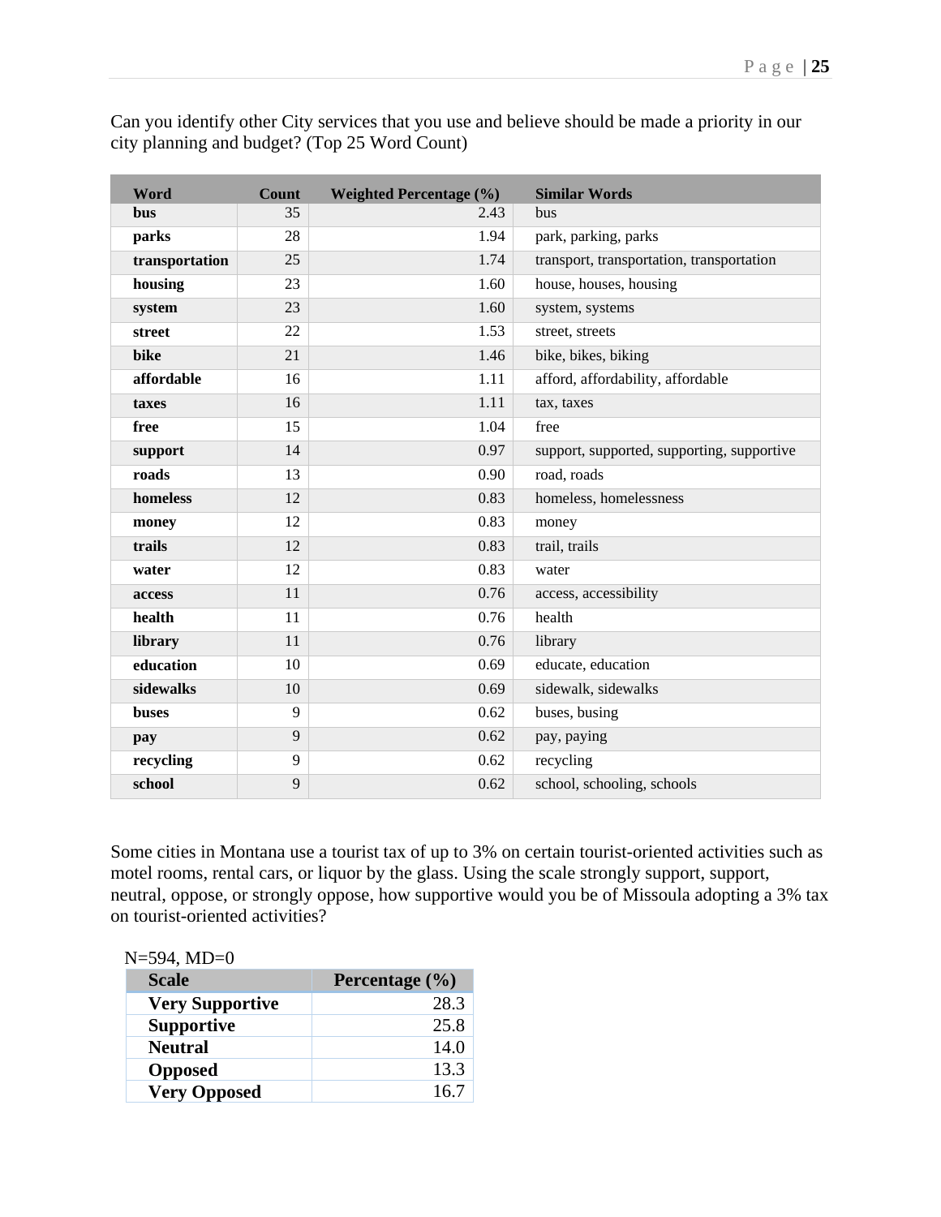Can you identify other City services that you use and believe should be made a priority in our city planning and budget? (Top 25 Word Count)

| Word | Count | Weighted Percentage (%) | Similar Words |
|---|---|---|---|
| **bus** | 35 | 2.43 | bus |
| **parks** | 28 | 1.94 | park, parking, parks |
| **transportation** | 25 | 1.74 | transport, transportation, transportation |
| **housing** | 23 | 1.60 | house, houses, housing |
| **system** | 23 | 1.60 | system, systems |
| **street** | 22 | 1.53 | street, streets |
| **bike** | 21 | 1.46 | bike, bikes, biking |
| **affordable** | 16 | 1.11 | afford, affordability, affordable |
| **taxes** | 16 | 1.11 | tax, taxes |
| **free** | 15 | 1.04 | free |
| **support** | 14 | 0.97 | support, supported, supporting, supportive |
| **roads** | 13 | 0.90 | road, roads |
| **homeless** | 12 | 0.83 | homeless, homelessness |
| **money** | 12 | 0.83 | money |
| **trails** | 12 | 0.83 | trail, trails |
| **water** | 12 | 0.83 | water |
| **access** | 11 | 0.76 | access, accessibility |
| **health** | 11 | 0.76 | health |
| **library** | 11 | 0.76 | library |
| **education** | 10 | 0.69 | educate, education |
| **sidewalks** | 10 | 0.69 | sidewalk, sidewalks |
| **buses** | 9 | 0.62 | buses, busing |
| **pay** | 9 | 0.62 | pay, paying |
| **recycling** | 9 | 0.62 | recycling |
| **school** | 9 | 0.62 | school, schooling, schools |

Some cities in Montana use a tourist tax of up to 3% on certain tourist-oriented activities such as motel rooms, rental cars, or liquor by the glass. Using the scale strongly support, support, neutral, oppose, or strongly oppose, how supportive would you be of Missoula adopting a 3% tax on tourist-oriented activities?

N=594, MD=0

| Scale | Percentage (%) |
|---|---|
| **Very Supportive** | 28.3 |
| **Supportive** | 25.8 |
| **Neutral** | 14.0 |
| **Opposed** | 13.3 |
| **Very Opposed** | 16.7 |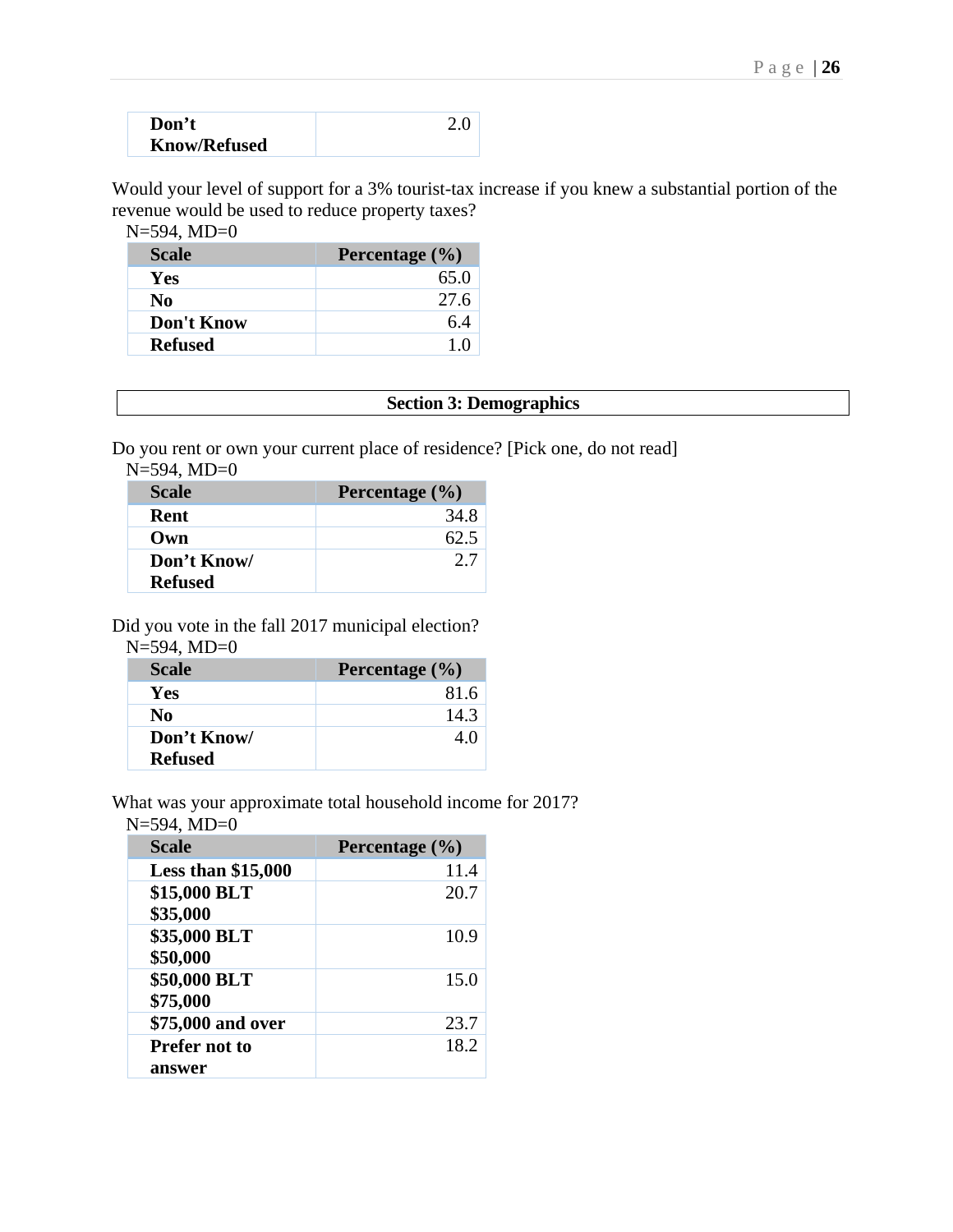| Don't Know/Refused | 2.0 |
|---|---|

Would your level of support for a 3% tourist-tax increase if you knew a substantial portion of the revenue would be used to reduce property taxes?

N=594, MD=0

| Scale | Percentage (%) |
|---|---|
| **Yes** | 65.0 |
| **No** | 27.6 |
| **Don't Know** | 6.4 |
| **Refused** | 1.0 |

## Section 3: Demographics

Do you rent or own your current place of residence? [Pick one, do not read]

N=594, MD=0

| Scale | Percentage (%) |
|---|---|
| **Rent** | 34.8 |
| **Own** | 62.5 |
| **Don't Know/ Refused** | 2.7 |

Did you vote in the fall 2017 municipal election?

N=594, MD=0

| Scale | Percentage (%) |
|---|---|
| **Yes** | 81.6 |
| **No** | 14.3 |
| **Don't Know/ Refused** | 4.0 |

What was your approximate total household income for 2017?

N=594, MD=0

| Scale | Percentage (%) |
|---|---|
| **Less than $15,000** | 11.4 |
| **$15,000 BLT $35,000** | 20.7 |
| **$35,000 BLT $50,000** | 10.9 |
| **$50,000 BLT $75,000** | 15.0 |
| **$75,000 and over** | 23.7 |
| **Prefer not to answer** | 18.2 |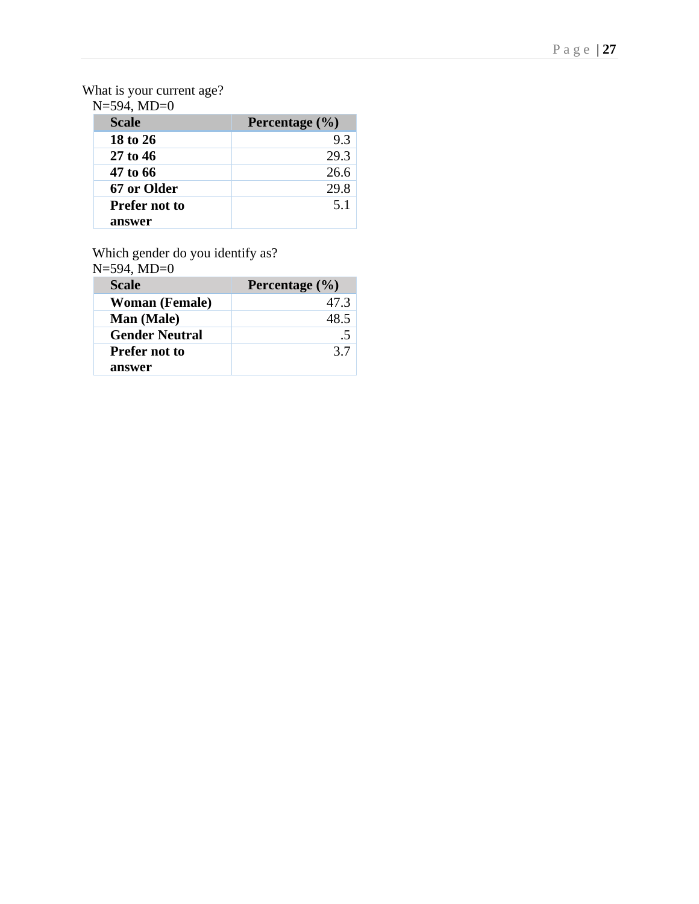What is your current age?

N=594, MD=0

| Scale | Percentage (%) |
| --- | --- |
| **18 to 26** | 9.3 |
| **27 to 46** | 29.3 |
| **47 to 66** | 26.6 |
| **67 or Older** | 29.8 |
| **Prefer not to answer** | 5.1 |

Which gender do you identify as?

N=594, MD=0

| Scale | Percentage (%) |
| --- | --- |
| **Woman (Female)** | 47.3 |
| **Man (Male)** | 48.5 |
| **Gender Neutral** | .5 |
| **Prefer not to answer** | 3.7 |